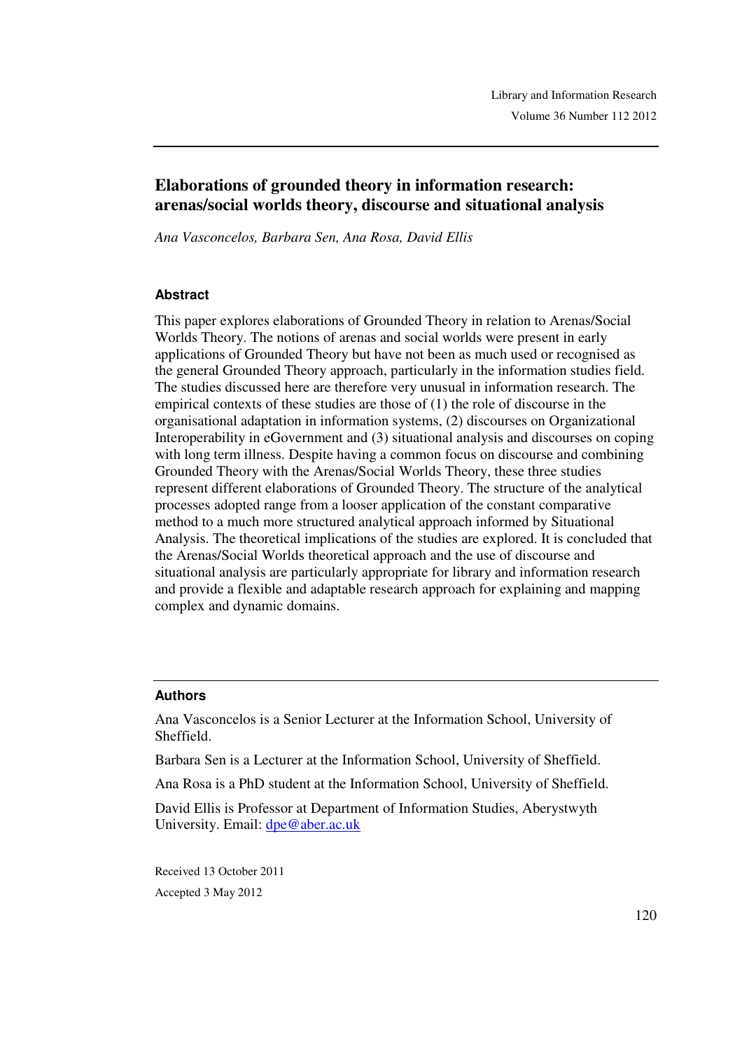# Elaborations of grounded theory in information research: arenas/social worlds theory, discourse and situational analysis

*Ana Vasconcelos, Barbara Sen, Ana Rosa, David Ellis*

## Abstract

This paper explores elaborations of Grounded Theory in relation to Arenas/Social Worlds Theory. The notions of arenas and social worlds were present in early applications of Grounded Theory but have not been as much used or recognised as the general Grounded Theory approach, particularly in the information studies field. The studies discussed here are therefore very unusual in information research. The empirical contexts of these studies are those of (1) the role of discourse in the organisational adaptation in information systems, (2) discourses on Organizational Interoperability in eGovernment and (3) situational analysis and discourses on coping with long term illness. Despite having a common focus on discourse and combining Grounded Theory with the Arenas/Social Worlds Theory, these three studies represent different elaborations of Grounded Theory. The structure of the analytical processes adopted range from a looser application of the constant comparative method to a much more structured analytical approach informed by Situational Analysis. The theoretical implications of the studies are explored. It is concluded that the Arenas/Social Worlds theoretical approach and the use of discourse and situational analysis are particularly appropriate for library and information research and provide a flexible and adaptable research approach for explaining and mapping complex and dynamic domains.

## Authors

Ana Vasconcelos is a Senior Lecturer at the Information School, University of Sheffield.

Barbara Sen is a Lecturer at the Information School, University of Sheffield.

Ana Rosa is a PhD student at the Information School, University of Sheffield.

David Ellis is Professor at Department of Information Studies, Aberystwyth University. Email: dpe@aber.ac.uk

Received 13 October 2011

Accepted 3 May 2012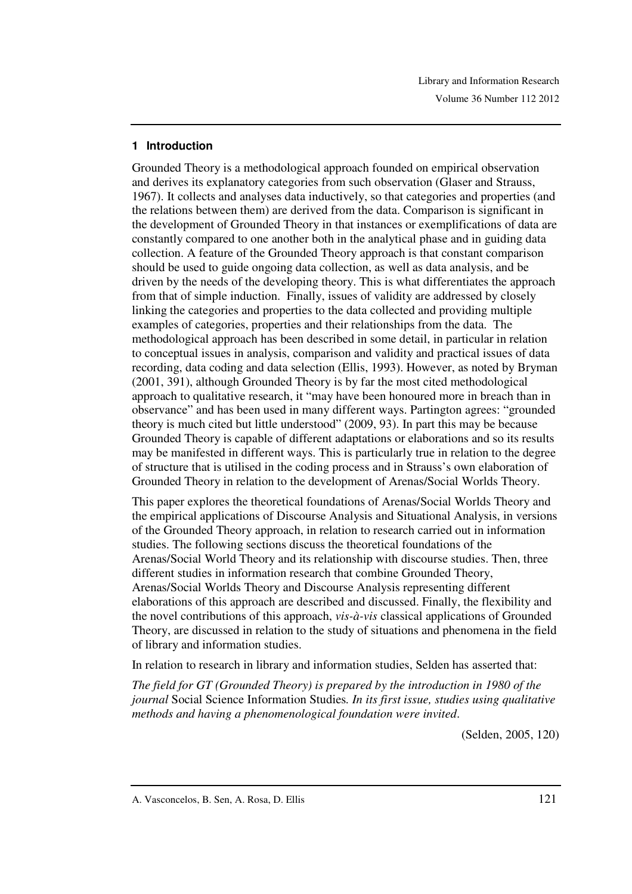## 1 Introduction

Grounded Theory is a methodological approach founded on empirical observation and derives its explanatory categories from such observation (Glaser and Strauss, 1967). It collects and analyses data inductively, so that categories and properties (and the relations between them) are derived from the data. Comparison is significant in the development of Grounded Theory in that instances or exemplifications of data are constantly compared to one another both in the analytical phase and in guiding data collection. A feature of the Grounded Theory approach is that constant comparison should be used to guide ongoing data collection, as well as data analysis, and be driven by the needs of the developing theory. This is what differentiates the approach from that of simple induction. Finally, issues of validity are addressed by closely linking the categories and properties to the data collected and providing multiple examples of categories, properties and their relationships from the data. The methodological approach has been described in some detail, in particular in relation to conceptual issues in analysis, comparison and validity and practical issues of data recording, data coding and data selection (Ellis, 1993). However, as noted by Bryman (2001, 391), although Grounded Theory is by far the most cited methodological approach to qualitative research, it "may have been honoured more in breach than in observance" and has been used in many different ways. Partington agrees: "grounded theory is much cited but little understood" (2009, 93). In part this may be because Grounded Theory is capable of different adaptations or elaborations and so its results may be manifested in different ways. This is particularly true in relation to the degree of structure that is utilised in the coding process and in Strauss's own elaboration of Grounded Theory in relation to the development of Arenas/Social Worlds Theory.

This paper explores the theoretical foundations of Arenas/Social Worlds Theory and the empirical applications of Discourse Analysis and Situational Analysis, in versions of the Grounded Theory approach, in relation to research carried out in information studies. The following sections discuss the theoretical foundations of the Arenas/Social World Theory and its relationship with discourse studies. Then, three different studies in information research that combine Grounded Theory, Arenas/Social Worlds Theory and Discourse Analysis representing different elaborations of this approach are described and discussed. Finally, the flexibility and the novel contributions of this approach, *vis-à-vis* classical applications of Grounded Theory, are discussed in relation to the study of situations and phenomena in the field of library and information studies.

In relation to research in library and information studies, Selden has asserted that:

*The field for GT (Grounded Theory) is prepared by the introduction in 1980 of the journal* Social Science Information Studies*. In its first issue, studies using qualitative methods and having a phenomenological foundation were invited.*

(Selden, 2005, 120)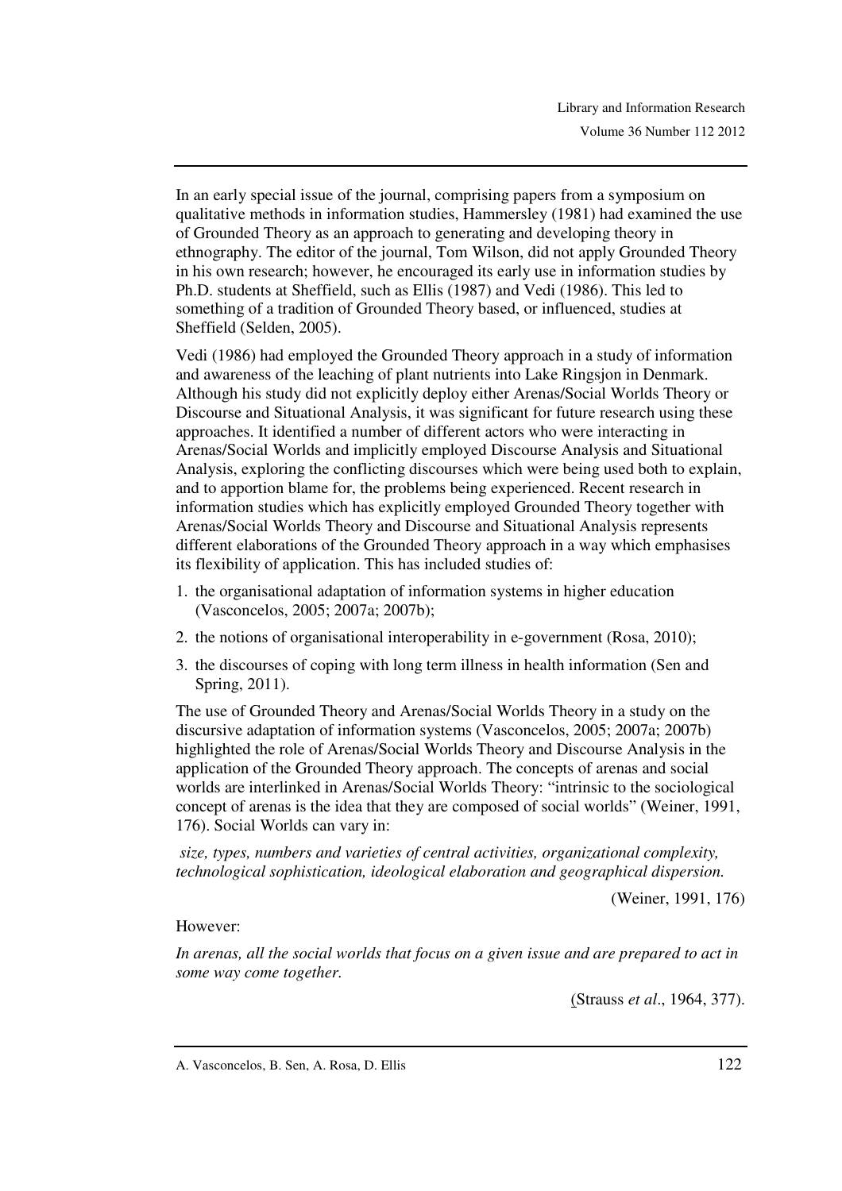In an early special issue of the journal, comprising papers from a symposium on qualitative methods in information studies, Hammersley (1981) had examined the use of Grounded Theory as an approach to generating and developing theory in ethnography. The editor of the journal, Tom Wilson, did not apply Grounded Theory in his own research; however, he encouraged its early use in information studies by Ph.D. students at Sheffield, such as Ellis (1987) and Vedi (1986). This led to something of a tradition of Grounded Theory based, or influenced, studies at Sheffield (Selden, 2005).

Vedi (1986) had employed the Grounded Theory approach in a study of information and awareness of the leaching of plant nutrients into Lake Ringsjon in Denmark. Although his study did not explicitly deploy either Arenas/Social Worlds Theory or Discourse and Situational Analysis, it was significant for future research using these approaches. It identified a number of different actors who were interacting in Arenas/Social Worlds and implicitly employed Discourse Analysis and Situational Analysis, exploring the conflicting discourses which were being used both to explain, and to apportion blame for, the problems being experienced. Recent research in information studies which has explicitly employed Grounded Theory together with Arenas/Social Worlds Theory and Discourse and Situational Analysis represents different elaborations of the Grounded Theory approach in a way which emphasises its flexibility of application. This has included studies of:

1. the organisational adaptation of information systems in higher education (Vasconcelos, 2005; 2007a; 2007b);
2. the notions of organisational interoperability in e-government (Rosa, 2010);
3. the discourses of coping with long term illness in health information (Sen and Spring, 2011).

The use of Grounded Theory and Arenas/Social Worlds Theory in a study on the discursive adaptation of information systems (Vasconcelos, 2005; 2007a; 2007b) highlighted the role of Arenas/Social Worlds Theory and Discourse Analysis in the application of the Grounded Theory approach. The concepts of arenas and social worlds are interlinked in Arenas/Social Worlds Theory: "intrinsic to the sociological concept of arenas is the idea that they are composed of social worlds" (Weiner, 1991, 176). Social Worlds can vary in:

> *size, types, numbers and varieties of central activities, organizational complexity, technological sophistication, ideological elaboration and geographical dispersion.*
>
> (Weiner, 1991, 176)

However:

> *In arenas, all the social worlds that focus on a given issue and are prepared to act in some way come together.*
>
> (Strauss *et al*., 1964, 377).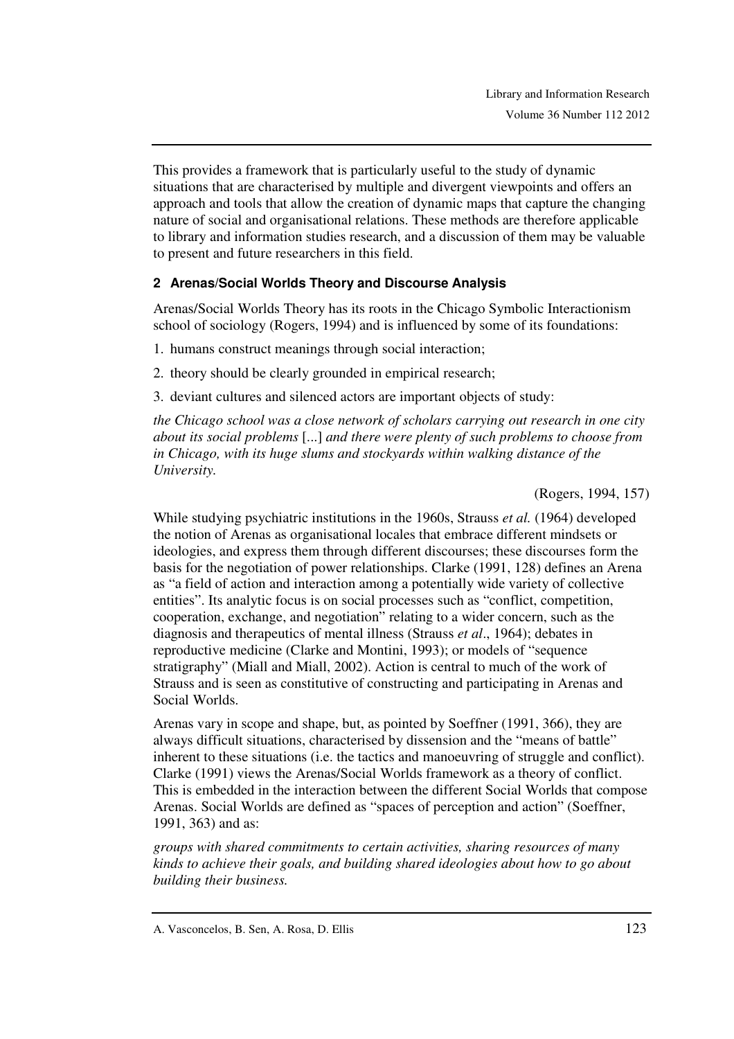This provides a framework that is particularly useful to the study of dynamic situations that are characterised by multiple and divergent viewpoints and offers an approach and tools that allow the creation of dynamic maps that capture the changing nature of social and organisational relations. These methods are therefore applicable to library and information studies research, and a discussion of them may be valuable to present and future researchers in this field.

## 2 Arenas/Social Worlds Theory and Discourse Analysis

Arenas/Social Worlds Theory has its roots in the Chicago Symbolic Interactionism school of sociology (Rogers, 1994) and is influenced by some of its foundations:

1. humans construct meanings through social interaction;
2. theory should be clearly grounded in empirical research;
3. deviant cultures and silenced actors are important objects of study:

*the Chicago school was a close network of scholars carrying out research in one city about its social problems* [...] *and there were plenty of such problems to choose from in Chicago, with its huge slums and stockyards within walking distance of the University.*

(Rogers, 1994, 157)

While studying psychiatric institutions in the 1960s, Strauss *et al.* (1964) developed the notion of Arenas as organisational locales that embrace different mindsets or ideologies, and express them through different discourses; these discourses form the basis for the negotiation of power relationships. Clarke (1991, 128) defines an Arena as "a field of action and interaction among a potentially wide variety of collective entities". Its analytic focus is on social processes such as "conflict, competition, cooperation, exchange, and negotiation" relating to a wider concern, such as the diagnosis and therapeutics of mental illness (Strauss *et al*., 1964); debates in reproductive medicine (Clarke and Montini, 1993); or models of "sequence stratigraphy" (Miall and Miall, 2002). Action is central to much of the work of Strauss and is seen as constitutive of constructing and participating in Arenas and Social Worlds.

Arenas vary in scope and shape, but, as pointed by Soeffner (1991, 366), they are always difficult situations, characterised by dissension and the "means of battle" inherent to these situations (i.e. the tactics and manoeuvring of struggle and conflict). Clarke (1991) views the Arenas/Social Worlds framework as a theory of conflict. This is embedded in the interaction between the different Social Worlds that compose Arenas. Social Worlds are defined as "spaces of perception and action" (Soeffner, 1991, 363) and as:

*groups with shared commitments to certain activities, sharing resources of many kinds to achieve their goals, and building shared ideologies about how to go about building their business.*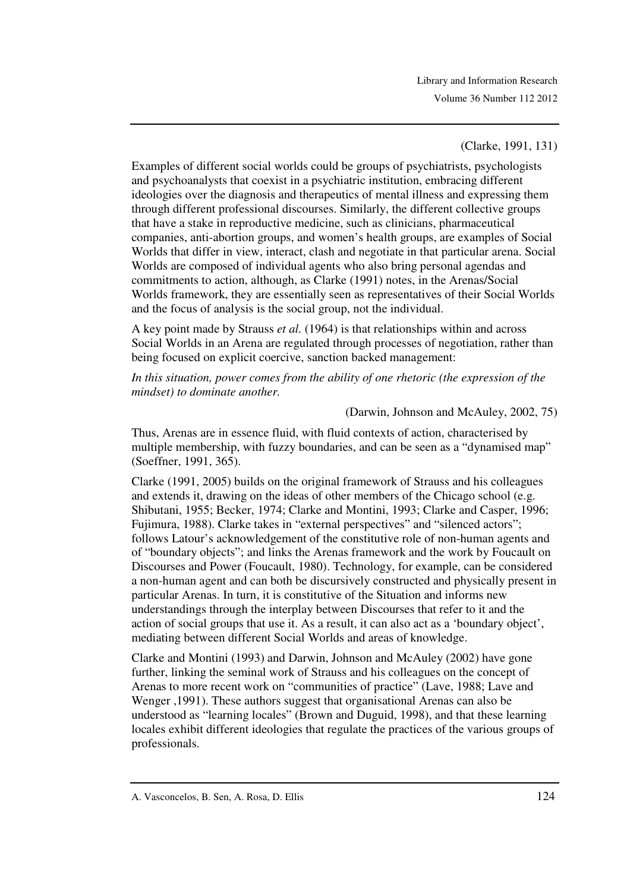(Clarke, 1991, 131)

Examples of different social worlds could be groups of psychiatrists, psychologists and psychoanalysts that coexist in a psychiatric institution, embracing different ideologies over the diagnosis and therapeutics of mental illness and expressing them through different professional discourses. Similarly, the different collective groups that have a stake in reproductive medicine, such as clinicians, pharmaceutical companies, anti-abortion groups, and women's health groups, are examples of Social Worlds that differ in view, interact, clash and negotiate in that particular arena. Social Worlds are composed of individual agents who also bring personal agendas and commitments to action, although, as Clarke (1991) notes, in the Arenas/Social Worlds framework, they are essentially seen as representatives of their Social Worlds and the focus of analysis is the social group, not the individual.

A key point made by Strauss *et al.* (1964) is that relationships within and across Social Worlds in an Arena are regulated through processes of negotiation, rather than being focused on explicit coercive, sanction backed management:

*In this situation, power comes from the ability of one rhetoric (the expression of the mindset) to dominate another.*

(Darwin, Johnson and McAuley, 2002, 75)

Thus, Arenas are in essence fluid, with fluid contexts of action, characterised by multiple membership, with fuzzy boundaries, and can be seen as a "dynamised map" (Soeffner, 1991, 365).

Clarke (1991, 2005) builds on the original framework of Strauss and his colleagues and extends it, drawing on the ideas of other members of the Chicago school (e.g. Shibutani, 1955; Becker, 1974; Clarke and Montini, 1993; Clarke and Casper, 1996; Fujimura, 1988). Clarke takes in "external perspectives" and "silenced actors"; follows Latour's acknowledgement of the constitutive role of non-human agents and of "boundary objects"; and links the Arenas framework and the work by Foucault on Discourses and Power (Foucault, 1980). Technology, for example, can be considered a non-human agent and can both be discursively constructed and physically present in particular Arenas. In turn, it is constitutive of the Situation and informs new understandings through the interplay between Discourses that refer to it and the action of social groups that use it. As a result, it can also act as a 'boundary object', mediating between different Social Worlds and areas of knowledge.

Clarke and Montini (1993) and Darwin, Johnson and McAuley (2002) have gone further, linking the seminal work of Strauss and his colleagues on the concept of Arenas to more recent work on "communities of practice" (Lave, 1988; Lave and Wenger ,1991). These authors suggest that organisational Arenas can also be understood as "learning locales" (Brown and Duguid, 1998), and that these learning locales exhibit different ideologies that regulate the practices of the various groups of professionals.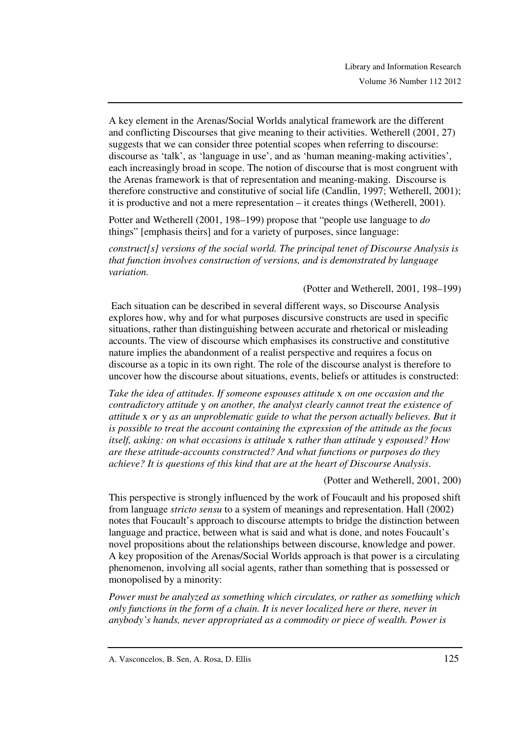A key element in the Arenas/Social Worlds analytical framework are the different and conflicting Discourses that give meaning to their activities. Wetherell (2001, 27) suggests that we can consider three potential scopes when referring to discourse: discourse as 'talk', as 'language in use', and as 'human meaning-making activities', each increasingly broad in scope. The notion of discourse that is most congruent with the Arenas framework is that of representation and meaning-making. Discourse is therefore constructive and constitutive of social life (Candlin, 1997; Wetherell, 2001); it is productive and not a mere representation – it creates things (Wetherell, 2001).

Potter and Wetherell (2001, 198–199) propose that "people use language to *do* things" [emphasis theirs] and for a variety of purposes, since language:

*construct[s] versions of the social world. The principal tenet of Discourse Analysis is that function involves construction of versions, and is demonstrated by language variation.*

(Potter and Wetherell, 2001, 198–199)

Each situation can be described in several different ways, so Discourse Analysis explores how, why and for what purposes discursive constructs are used in specific situations, rather than distinguishing between accurate and rhetorical or misleading accounts. The view of discourse which emphasises its constructive and constitutive nature implies the abandonment of a realist perspective and requires a focus on discourse as a topic in its own right. The role of the discourse analyst is therefore to uncover how the discourse about situations, events, beliefs or attitudes is constructed:

*Take the idea of attitudes. If someone espouses attitude* x *on one occasion and the contradictory attitude* y *on another, the analyst clearly cannot treat the existence of attitude* x *or* y *as an unproblematic guide to what the person actually believes. But it is possible to treat the account containing the expression of the attitude as the focus itself, asking: on what occasions is attitude* x *rather than attitude* y *espoused? How are these attitude-accounts constructed? And what functions or purposes do they achieve? It is questions of this kind that are at the heart of Discourse Analysis.*

(Potter and Wetherell, 2001, 200)

This perspective is strongly influenced by the work of Foucault and his proposed shift from language *stricto sensu* to a system of meanings and representation. Hall (2002) notes that Foucault's approach to discourse attempts to bridge the distinction between language and practice, between what is said and what is done, and notes Foucault's novel propositions about the relationships between discourse, knowledge and power. A key proposition of the Arenas/Social Worlds approach is that power is a circulating phenomenon, involving all social agents, rather than something that is possessed or monopolised by a minority:

*Power must be analyzed as something which circulates, or rather as something which only functions in the form of a chain. It is never localized here or there, never in anybody's hands, never appropriated as a commodity or piece of wealth. Power is*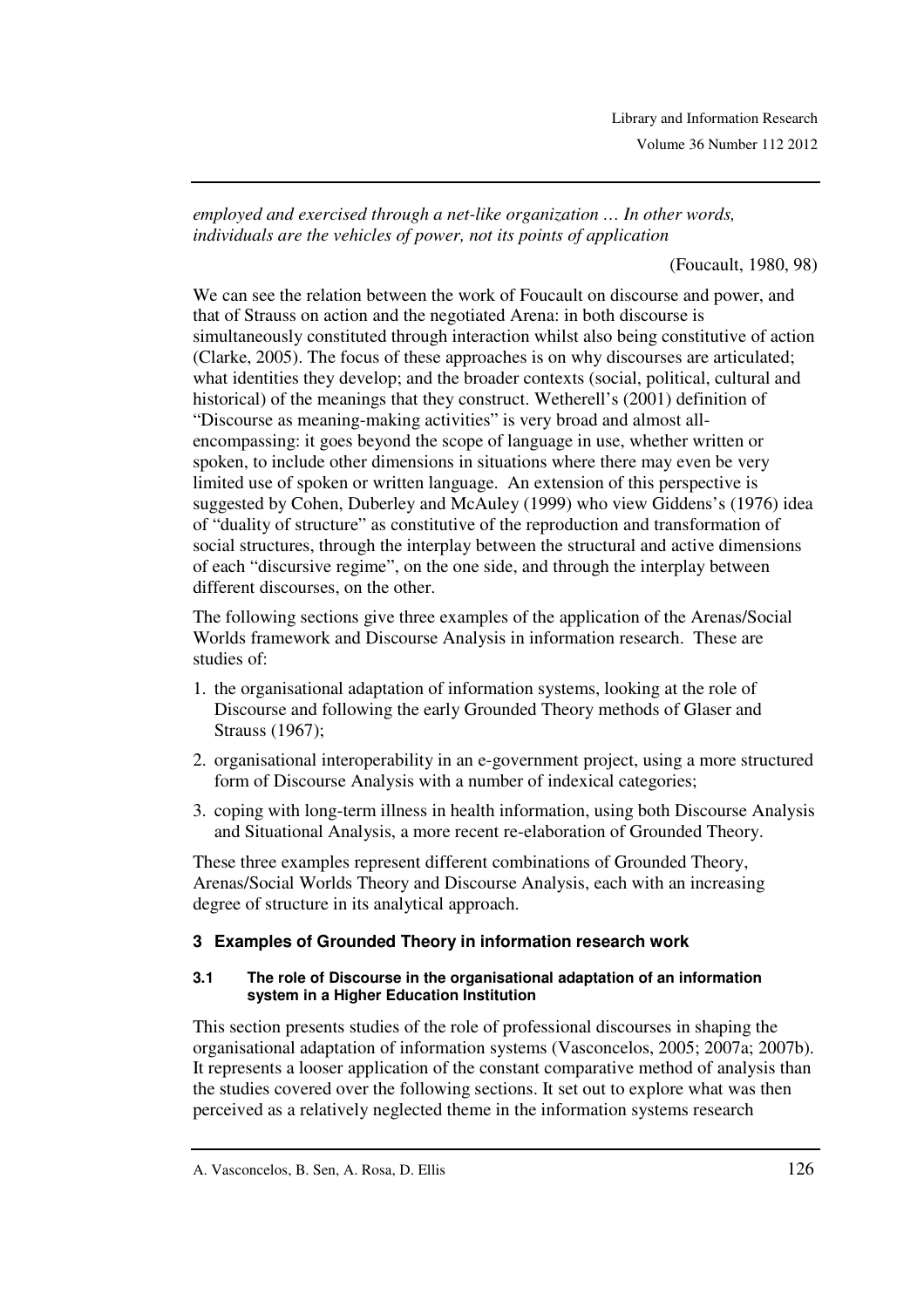*employed and exercised through a net-like organization … In other words, individuals are the vehicles of power, not its points of application*

(Foucault, 1980, 98)

We can see the relation between the work of Foucault on discourse and power, and that of Strauss on action and the negotiated Arena: in both discourse is simultaneously constituted through interaction whilst also being constitutive of action (Clarke, 2005). The focus of these approaches is on why discourses are articulated; what identities they develop; and the broader contexts (social, political, cultural and historical) of the meanings that they construct. Wetherell's (2001) definition of "Discourse as meaning-making activities" is very broad and almost all-encompassing: it goes beyond the scope of language in use, whether written or spoken, to include other dimensions in situations where there may even be very limited use of spoken or written language. An extension of this perspective is suggested by Cohen, Duberley and McAuley (1999) who view Giddens's (1976) idea of "duality of structure" as constitutive of the reproduction and transformation of social structures, through the interplay between the structural and active dimensions of each "discursive regime", on the one side, and through the interplay between different discourses, on the other.

The following sections give three examples of the application of the Arenas/Social Worlds framework and Discourse Analysis in information research. These are studies of:

1. the organisational adaptation of information systems, looking at the role of Discourse and following the early Grounded Theory methods of Glaser and Strauss (1967);
2. organisational interoperability in an e-government project, using a more structured form of Discourse Analysis with a number of indexical categories;
3. coping with long-term illness in health information, using both Discourse Analysis and Situational Analysis, a more recent re-elaboration of Grounded Theory.

These three examples represent different combinations of Grounded Theory, Arenas/Social Worlds Theory and Discourse Analysis, each with an increasing degree of structure in its analytical approach.

## 3 Examples of Grounded Theory in information research work

### 3.1 The role of Discourse in the organisational adaptation of an information system in a Higher Education Institution

This section presents studies of the role of professional discourses in shaping the organisational adaptation of information systems (Vasconcelos, 2005; 2007a; 2007b). It represents a looser application of the constant comparative method of analysis than the studies covered over the following sections. It set out to explore what was then perceived as a relatively neglected theme in the information systems research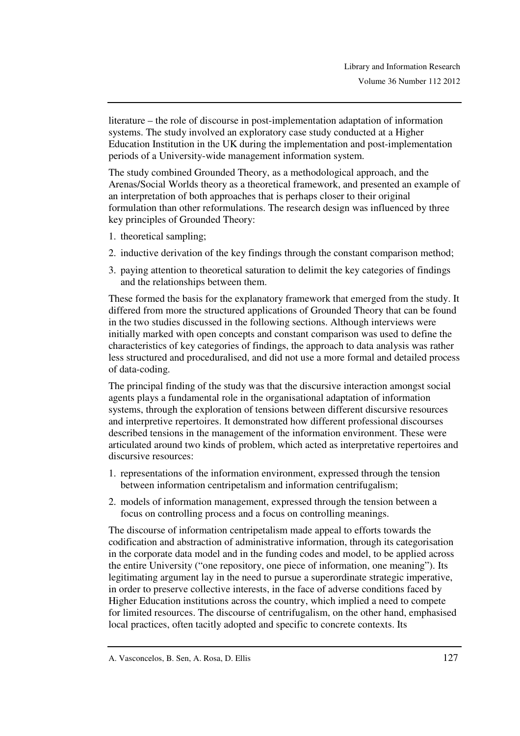literature – the role of discourse in post-implementation adaptation of information systems. The study involved an exploratory case study conducted at a Higher Education Institution in the UK during the implementation and post-implementation periods of a University-wide management information system.

The study combined Grounded Theory, as a methodological approach, and the Arenas/Social Worlds theory as a theoretical framework, and presented an example of an interpretation of both approaches that is perhaps closer to their original formulation than other reformulations. The research design was influenced by three key principles of Grounded Theory:

1. theoretical sampling;
2. inductive derivation of the key findings through the constant comparison method;
3. paying attention to theoretical saturation to delimit the key categories of findings and the relationships between them.

These formed the basis for the explanatory framework that emerged from the study. It differed from more the structured applications of Grounded Theory that can be found in the two studies discussed in the following sections. Although interviews were initially marked with open concepts and constant comparison was used to define the characteristics of key categories of findings, the approach to data analysis was rather less structured and proceduralised, and did not use a more formal and detailed process of data-coding.

The principal finding of the study was that the discursive interaction amongst social agents plays a fundamental role in the organisational adaptation of information systems, through the exploration of tensions between different discursive resources and interpretive repertoires. It demonstrated how different professional discourses described tensions in the management of the information environment. These were articulated around two kinds of problem, which acted as interpretative repertoires and discursive resources:

1. representations of the information environment, expressed through the tension between information centripetalism and information centrifugalism;
2. models of information management, expressed through the tension between a focus on controlling process and a focus on controlling meanings.

The discourse of information centripetalism made appeal to efforts towards the codification and abstraction of administrative information, through its categorisation in the corporate data model and in the funding codes and model, to be applied across the entire University ("one repository, one piece of information, one meaning"). Its legitimating argument lay in the need to pursue a superordinate strategic imperative, in order to preserve collective interests, in the face of adverse conditions faced by Higher Education institutions across the country, which implied a need to compete for limited resources. The discourse of centrifugalism, on the other hand, emphasised local practices, often tacitly adopted and specific to concrete contexts. Its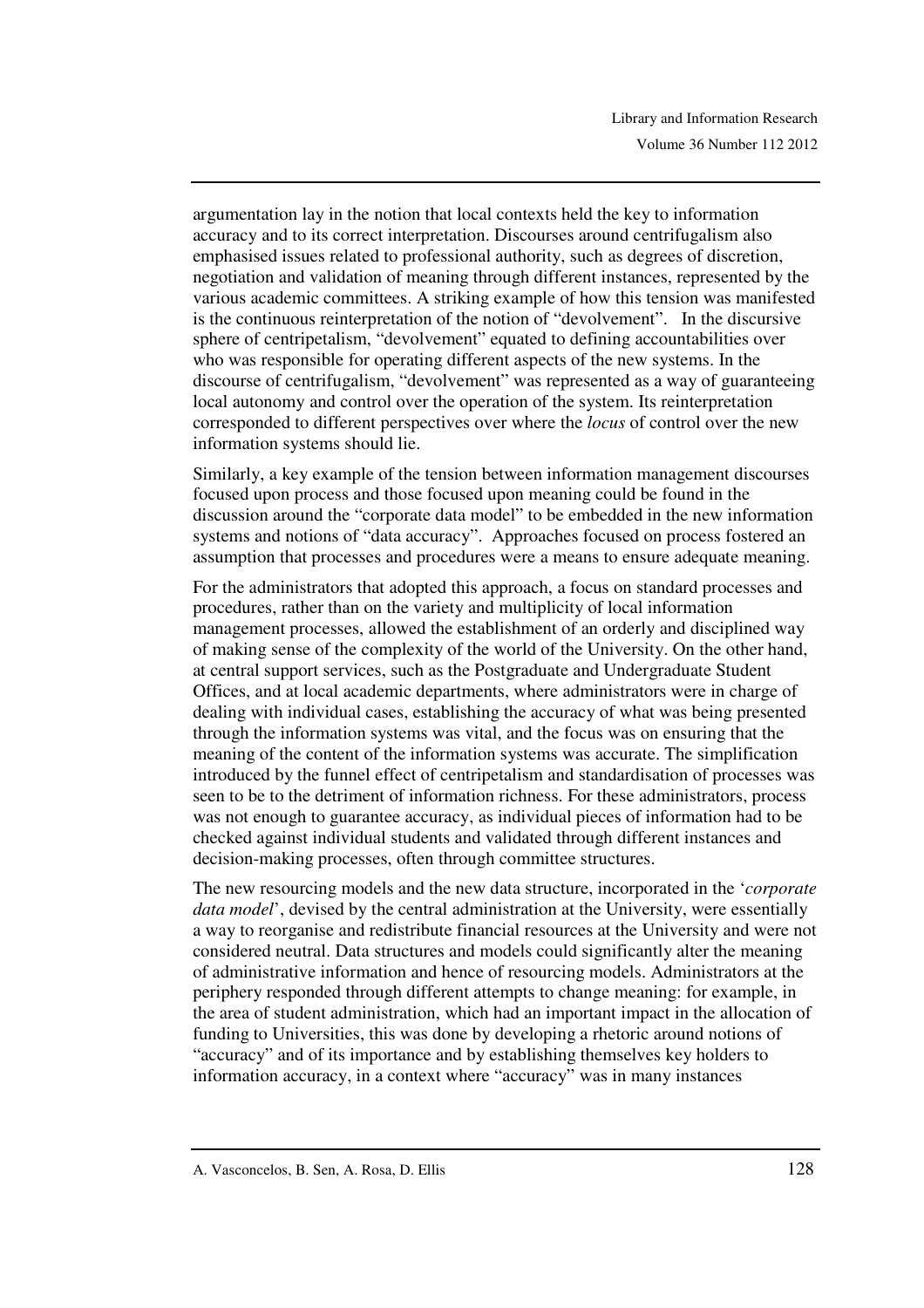argumentation lay in the notion that local contexts held the key to information accuracy and to its correct interpretation. Discourses around centrifugalism also emphasised issues related to professional authority, such as degrees of discretion, negotiation and validation of meaning through different instances, represented by the various academic committees. A striking example of how this tension was manifested is the continuous reinterpretation of the notion of "devolvement". In the discursive sphere of centripetalism, "devolvement" equated to defining accountabilities over who was responsible for operating different aspects of the new systems. In the discourse of centrifugalism, "devolvement" was represented as a way of guaranteeing local autonomy and control over the operation of the system. Its reinterpretation corresponded to different perspectives over where the *locus* of control over the new information systems should lie.

Similarly, a key example of the tension between information management discourses focused upon process and those focused upon meaning could be found in the discussion around the "corporate data model" to be embedded in the new information systems and notions of "data accuracy". Approaches focused on process fostered an assumption that processes and procedures were a means to ensure adequate meaning.

For the administrators that adopted this approach, a focus on standard processes and procedures, rather than on the variety and multiplicity of local information management processes, allowed the establishment of an orderly and disciplined way of making sense of the complexity of the world of the University. On the other hand, at central support services, such as the Postgraduate and Undergraduate Student Offices, and at local academic departments, where administrators were in charge of dealing with individual cases, establishing the accuracy of what was being presented through the information systems was vital, and the focus was on ensuring that the meaning of the content of the information systems was accurate. The simplification introduced by the funnel effect of centripetalism and standardisation of processes was seen to be to the detriment of information richness. For these administrators, process was not enough to guarantee accuracy, as individual pieces of information had to be checked against individual students and validated through different instances and decision-making processes, often through committee structures.

The new resourcing models and the new data structure, incorporated in the '*corporate data model*', devised by the central administration at the University, were essentially a way to reorganise and redistribute financial resources at the University and were not considered neutral. Data structures and models could significantly alter the meaning of administrative information and hence of resourcing models. Administrators at the periphery responded through different attempts to change meaning: for example, in the area of student administration, which had an important impact in the allocation of funding to Universities, this was done by developing a rhetoric around notions of "accuracy" and of its importance and by establishing themselves key holders to information accuracy, in a context where "accuracy" was in many instances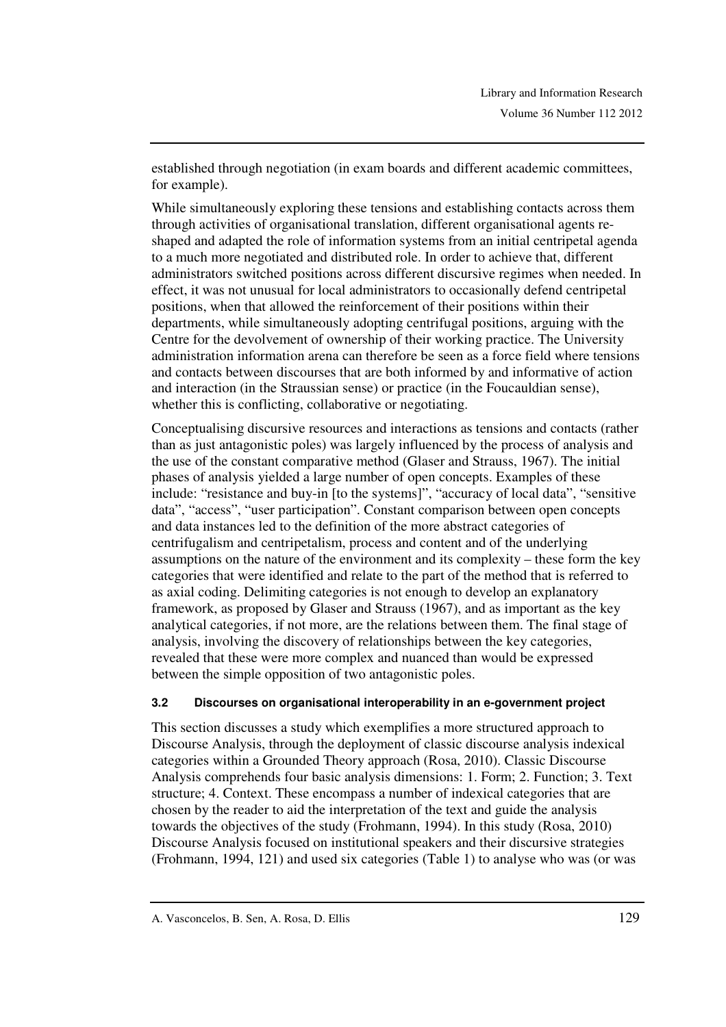established through negotiation (in exam boards and different academic committees, for example).

While simultaneously exploring these tensions and establishing contacts across them through activities of organisational translation, different organisational agents re-shaped and adapted the role of information systems from an initial centripetal agenda to a much more negotiated and distributed role. In order to achieve that, different administrators switched positions across different discursive regimes when needed. In effect, it was not unusual for local administrators to occasionally defend centripetal positions, when that allowed the reinforcement of their positions within their departments, while simultaneously adopting centrifugal positions, arguing with the Centre for the devolvement of ownership of their working practice. The University administration information arena can therefore be seen as a force field where tensions and contacts between discourses that are both informed by and informative of action and interaction (in the Straussian sense) or practice (in the Foucauldian sense), whether this is conflicting, collaborative or negotiating.

Conceptualising discursive resources and interactions as tensions and contacts (rather than as just antagonistic poles) was largely influenced by the process of analysis and the use of the constant comparative method (Glaser and Strauss, 1967). The initial phases of analysis yielded a large number of open concepts. Examples of these include: "resistance and buy-in [to the systems]", "accuracy of local data", "sensitive data", "access", "user participation". Constant comparison between open concepts and data instances led to the definition of the more abstract categories of centrifugalism and centripetalism, process and content and of the underlying assumptions on the nature of the environment and its complexity – these form the key categories that were identified and relate to the part of the method that is referred to as axial coding. Delimiting categories is not enough to develop an explanatory framework, as proposed by Glaser and Strauss (1967), and as important as the key analytical categories, if not more, are the relations between them. The final stage of analysis, involving the discovery of relationships between the key categories, revealed that these were more complex and nuanced than would be expressed between the simple opposition of two antagonistic poles.

### 3.2 Discourses on organisational interoperability in an e-government project

This section discusses a study which exemplifies a more structured approach to Discourse Analysis, through the deployment of classic discourse analysis indexical categories within a Grounded Theory approach (Rosa, 2010). Classic Discourse Analysis comprehends four basic analysis dimensions: 1. Form; 2. Function; 3. Text structure; 4. Context. These encompass a number of indexical categories that are chosen by the reader to aid the interpretation of the text and guide the analysis towards the objectives of the study (Frohmann, 1994). In this study (Rosa, 2010) Discourse Analysis focused on institutional speakers and their discursive strategies (Frohmann, 1994, 121) and used six categories (Table 1) to analyse who was (or was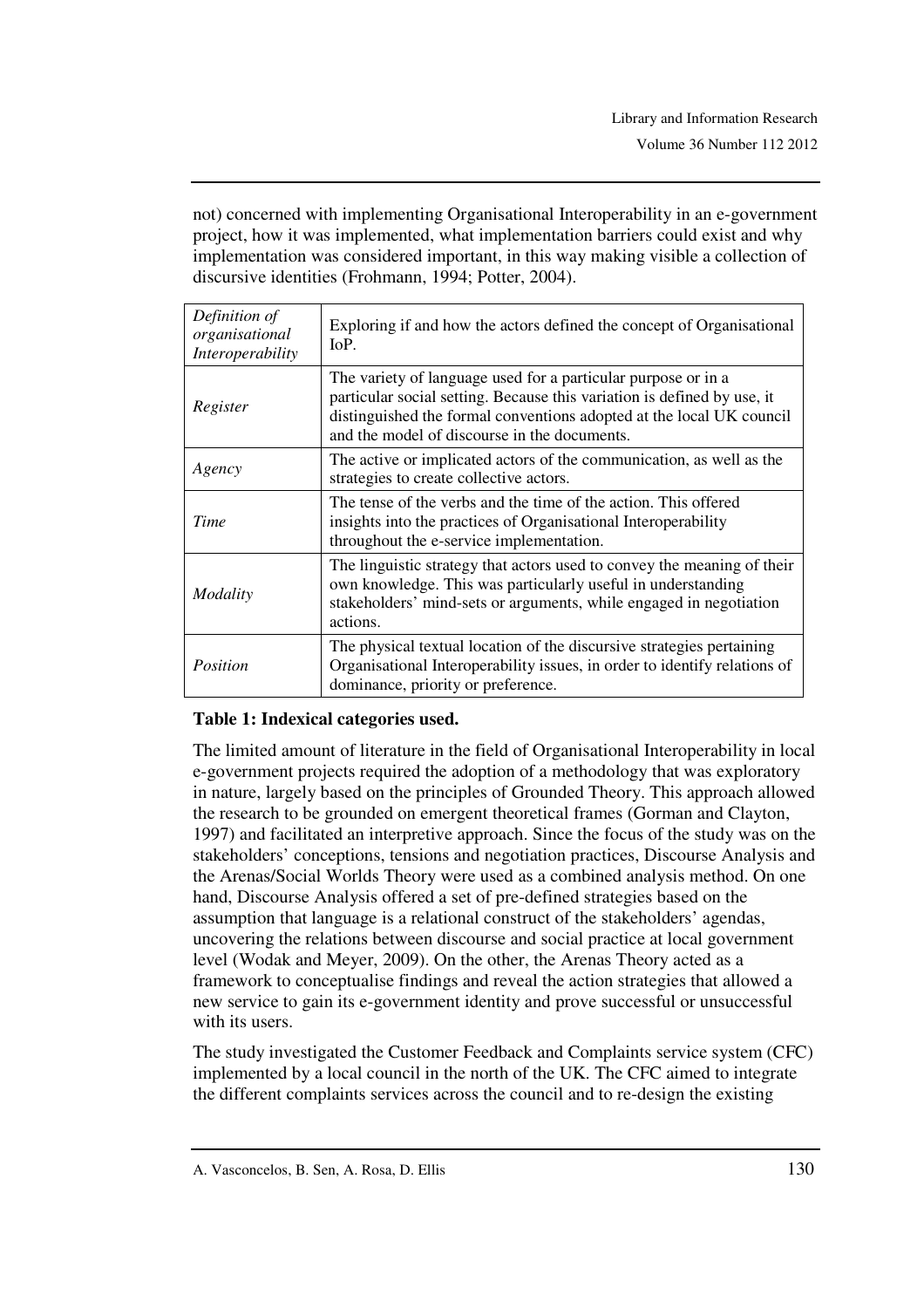not) concerned with implementing Organisational Interoperability in an e-government project, how it was implemented, what implementation barriers could exist and why implementation was considered important, in this way making visible a collection of discursive identities (Frohmann, 1994; Potter, 2004).

| | |
|---|---|
| *Definition of organisational Interoperability* | Exploring if and how the actors defined the concept of Organisational IoP. |
| *Register* | The variety of language used for a particular purpose or in a particular social setting. Because this variation is defined by use, it distinguished the formal conventions adopted at the local UK council and the model of discourse in the documents. |
| *Agency* | The active or implicated actors of the communication, as well as the strategies to create collective actors. |
| *Time* | The tense of the verbs and the time of the action. This offered insights into the practices of Organisational Interoperability throughout the e-service implementation. |
| *Modality* | The linguistic strategy that actors used to convey the meaning of their own knowledge. This was particularly useful in understanding stakeholders' mind-sets or arguments, while engaged in negotiation actions. |
| *Position* | The physical textual location of the discursive strategies pertaining Organisational Interoperability issues, in order to identify relations of dominance, priority or preference. |

**Table 1: Indexical categories used.**

The limited amount of literature in the field of Organisational Interoperability in local e-government projects required the adoption of a methodology that was exploratory in nature, largely based on the principles of Grounded Theory. This approach allowed the research to be grounded on emergent theoretical frames (Gorman and Clayton, 1997) and facilitated an interpretive approach. Since the focus of the study was on the stakeholders' conceptions, tensions and negotiation practices, Discourse Analysis and the Arenas/Social Worlds Theory were used as a combined analysis method. On one hand, Discourse Analysis offered a set of pre-defined strategies based on the assumption that language is a relational construct of the stakeholders' agendas, uncovering the relations between discourse and social practice at local government level (Wodak and Meyer, 2009). On the other, the Arenas Theory acted as a framework to conceptualise findings and reveal the action strategies that allowed a new service to gain its e-government identity and prove successful or unsuccessful with its users.

The study investigated the Customer Feedback and Complaints service system (CFC) implemented by a local council in the north of the UK. The CFC aimed to integrate the different complaints services across the council and to re-design the existing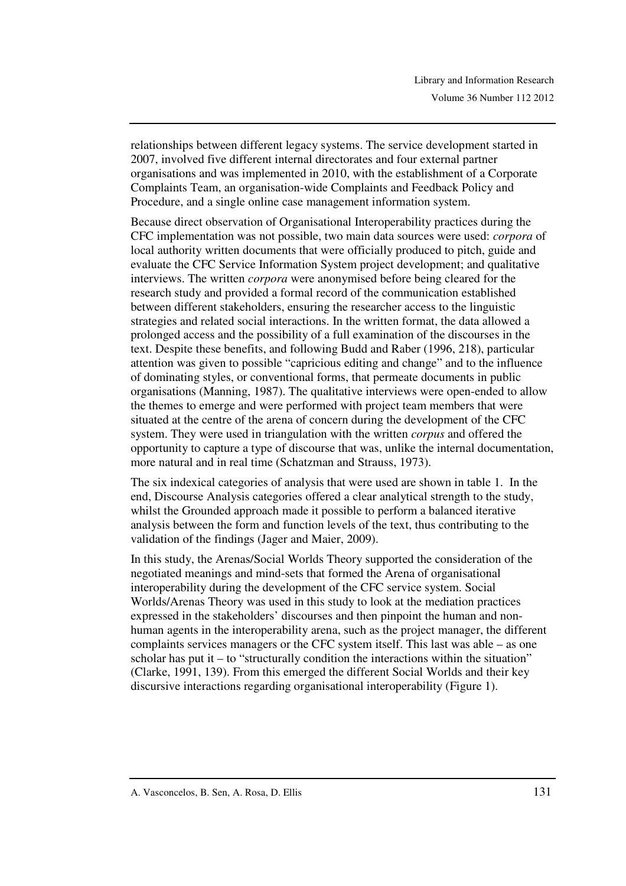relationships between different legacy systems. The service development started in 2007, involved five different internal directorates and four external partner organisations and was implemented in 2010, with the establishment of a Corporate Complaints Team, an organisation-wide Complaints and Feedback Policy and Procedure, and a single online case management information system.

Because direct observation of Organisational Interoperability practices during the CFC implementation was not possible, two main data sources were used: *corpora* of local authority written documents that were officially produced to pitch, guide and evaluate the CFC Service Information System project development; and qualitative interviews. The written *corpora* were anonymised before being cleared for the research study and provided a formal record of the communication established between different stakeholders, ensuring the researcher access to the linguistic strategies and related social interactions. In the written format, the data allowed a prolonged access and the possibility of a full examination of the discourses in the text. Despite these benefits, and following Budd and Raber (1996, 218), particular attention was given to possible "capricious editing and change" and to the influence of dominating styles, or conventional forms, that permeate documents in public organisations (Manning, 1987). The qualitative interviews were open-ended to allow the themes to emerge and were performed with project team members that were situated at the centre of the arena of concern during the development of the CFC system. They were used in triangulation with the written *corpus* and offered the opportunity to capture a type of discourse that was, unlike the internal documentation, more natural and in real time (Schatzman and Strauss, 1973).

The six indexical categories of analysis that were used are shown in table 1. In the end, Discourse Analysis categories offered a clear analytical strength to the study, whilst the Grounded approach made it possible to perform a balanced iterative analysis between the form and function levels of the text, thus contributing to the validation of the findings (Jager and Maier, 2009).

In this study, the Arenas/Social Worlds Theory supported the consideration of the negotiated meanings and mind-sets that formed the Arena of organisational interoperability during the development of the CFC service system. Social Worlds/Arenas Theory was used in this study to look at the mediation practices expressed in the stakeholders' discourses and then pinpoint the human and non-human agents in the interoperability arena, such as the project manager, the different complaints services managers or the CFC system itself. This last was able – as one scholar has put it – to "structurally condition the interactions within the situation" (Clarke, 1991, 139). From this emerged the different Social Worlds and their key discursive interactions regarding organisational interoperability (Figure 1).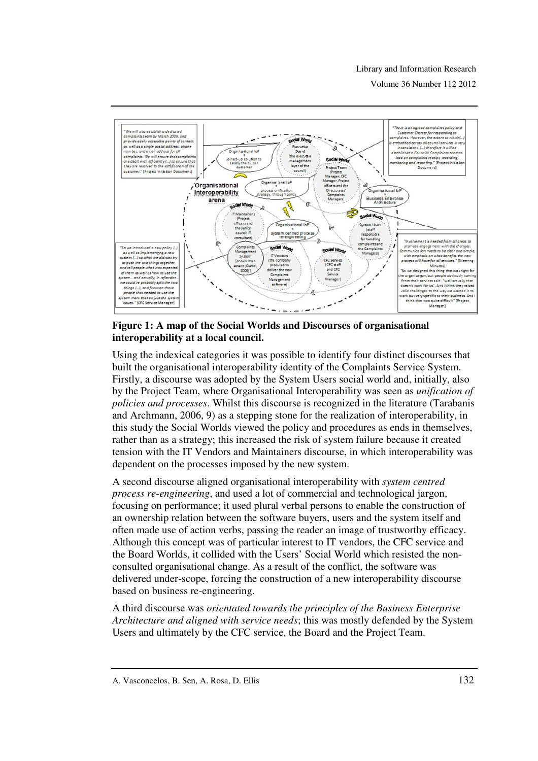**Figure 1: A map of the Social Worlds and Discourses of organisational interoperability at a local council.**

Using the indexical categories it was possible to identify four distinct discourses that built the organisational interoperability identity of the Complaints Service System. Firstly, a discourse was adopted by the System Users social world and, initially, also by the Project Team, where Organisational Interoperability was seen as *unification of policies and processes*. Whilst this discourse is recognized in the literature (Tarabanis and Archmann, 2006, 9) as a stepping stone for the realization of interoperability, in this study the Social Worlds viewed the policy and procedures as ends in themselves, rather than as a strategy; this increased the risk of system failure because it created tension with the IT Vendors and Maintainers discourse, in which interoperability was dependent on the processes imposed by the new system.

A second discourse aligned organisational interoperability with *system centred process re-engineering*, and used a lot of commercial and technological jargon, focusing on performance; it used plural verbal persons to enable the construction of an ownership relation between the software buyers, users and the system itself and often made use of action verbs, passing the reader an image of trustworthy efficacy. Although this concept was of particular interest to IT vendors, the CFC service and the Board Worlds, it collided with the Users' Social World which resisted the non-consulted organisational change. As a result of the conflict, the software was delivered under-scope, forcing the construction of a new interoperability discourse based on business re-engineering.

A third discourse was *orientated towards the principles of the Business Enterprise Architecture and aligned with service needs*; this was mostly defended by the System Users and ultimately by the CFC service, the Board and the Project Team.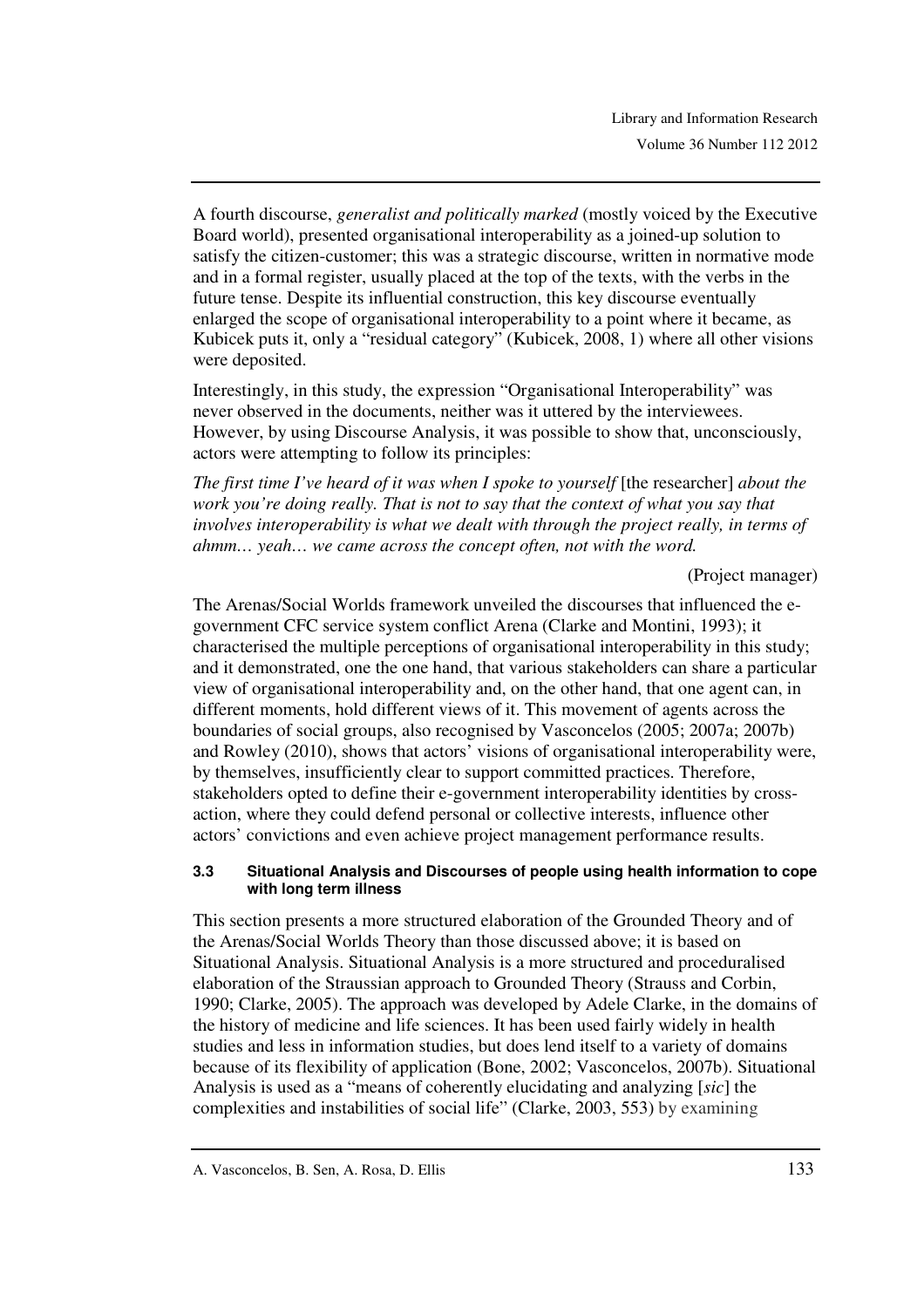A fourth discourse, *generalist and politically marked* (mostly voiced by the Executive Board world), presented organisational interoperability as a joined-up solution to satisfy the citizen-customer; this was a strategic discourse, written in normative mode and in a formal register, usually placed at the top of the texts, with the verbs in the future tense. Despite its influential construction, this key discourse eventually enlarged the scope of organisational interoperability to a point where it became, as Kubicek puts it, only a "residual category" (Kubicek, 2008, 1) where all other visions were deposited.

Interestingly, in this study, the expression "Organisational Interoperability" was never observed in the documents, neither was it uttered by the interviewees. However, by using Discourse Analysis, it was possible to show that, unconsciously, actors were attempting to follow its principles:

*The first time I've heard of it was when I spoke to yourself* [the researcher] *about the work you're doing really. That is not to say that the context of what you say that involves interoperability is what we dealt with through the project really, in terms of ahmm… yeah… we came across the concept often, not with the word.*

(Project manager)

The Arenas/Social Worlds framework unveiled the discourses that influenced the e-government CFC service system conflict Arena (Clarke and Montini, 1993); it characterised the multiple perceptions of organisational interoperability in this study; and it demonstrated, one the one hand, that various stakeholders can share a particular view of organisational interoperability and, on the other hand, that one agent can, in different moments, hold different views of it. This movement of agents across the boundaries of social groups, also recognised by Vasconcelos (2005; 2007a; 2007b) and Rowley (2010), shows that actors' visions of organisational interoperability were, by themselves, insufficiently clear to support committed practices. Therefore, stakeholders opted to define their e-government interoperability identities by cross-action, where they could defend personal or collective interests, influence other actors' convictions and even achieve project management performance results.

### 3.3 Situational Analysis and Discourses of people using health information to cope with long term illness

This section presents a more structured elaboration of the Grounded Theory and of the Arenas/Social Worlds Theory than those discussed above; it is based on Situational Analysis. Situational Analysis is a more structured and proceduralised elaboration of the Straussian approach to Grounded Theory (Strauss and Corbin, 1990; Clarke, 2005). The approach was developed by Adele Clarke, in the domains of the history of medicine and life sciences. It has been used fairly widely in health studies and less in information studies, but does lend itself to a variety of domains because of its flexibility of application (Bone, 2002; Vasconcelos, 2007b). Situational Analysis is used as a "means of coherently elucidating and analyzing [*sic*] the complexities and instabilities of social life" (Clarke, 2003, 553) by examining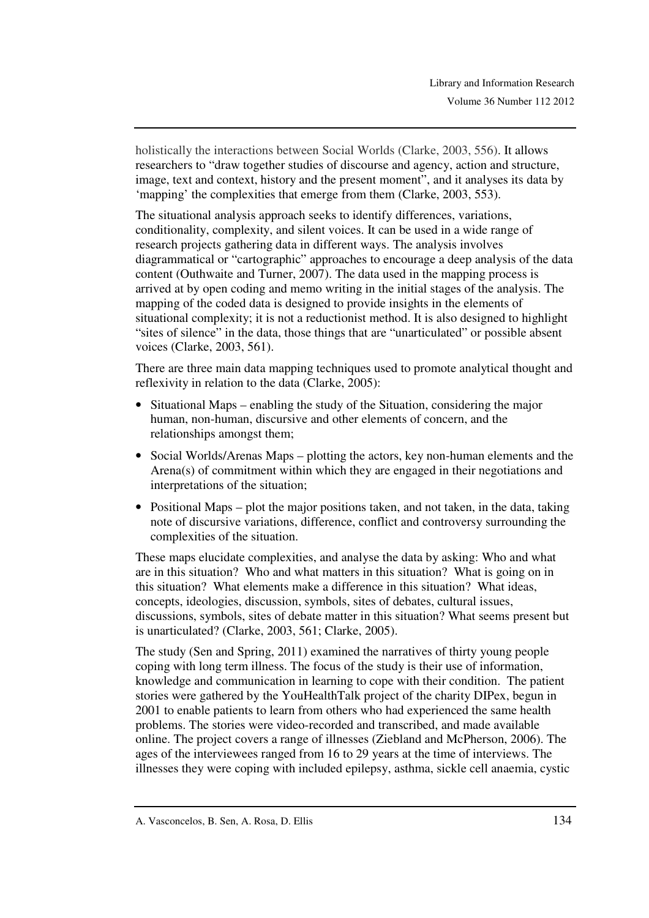holistically the interactions between Social Worlds (Clarke, 2003, 556). It allows researchers to "draw together studies of discourse and agency, action and structure, image, text and context, history and the present moment", and it analyses its data by 'mapping' the complexities that emerge from them (Clarke, 2003, 553).

The situational analysis approach seeks to identify differences, variations, conditionality, complexity, and silent voices. It can be used in a wide range of research projects gathering data in different ways. The analysis involves diagrammatical or "cartographic" approaches to encourage a deep analysis of the data content (Outhwaite and Turner, 2007). The data used in the mapping process is arrived at by open coding and memo writing in the initial stages of the analysis. The mapping of the coded data is designed to provide insights in the elements of situational complexity; it is not a reductionist method. It is also designed to highlight "sites of silence" in the data, those things that are "unarticulated" or possible absent voices (Clarke, 2003, 561).

There are three main data mapping techniques used to promote analytical thought and reflexivity in relation to the data (Clarke, 2005):

- Situational Maps – enabling the study of the Situation, considering the major human, non-human, discursive and other elements of concern, and the relationships amongst them;
- Social Worlds/Arenas Maps – plotting the actors, key non-human elements and the Arena(s) of commitment within which they are engaged in their negotiations and interpretations of the situation;
- Positional Maps – plot the major positions taken, and not taken, in the data, taking note of discursive variations, difference, conflict and controversy surrounding the complexities of the situation.

These maps elucidate complexities, and analyse the data by asking: Who and what are in this situation? Who and what matters in this situation? What is going on in this situation? What elements make a difference in this situation? What ideas, concepts, ideologies, discussion, symbols, sites of debates, cultural issues, discussions, symbols, sites of debate matter in this situation? What seems present but is unarticulated? (Clarke, 2003, 561; Clarke, 2005).

The study (Sen and Spring, 2011) examined the narratives of thirty young people coping with long term illness. The focus of the study is their use of information, knowledge and communication in learning to cope with their condition. The patient stories were gathered by the YouHealthTalk project of the charity DIPex, begun in 2001 to enable patients to learn from others who had experienced the same health problems. The stories were video-recorded and transcribed, and made available online. The project covers a range of illnesses (Ziebland and McPherson, 2006). The ages of the interviewees ranged from 16 to 29 years at the time of interviews. The illnesses they were coping with included epilepsy, asthma, sickle cell anaemia, cystic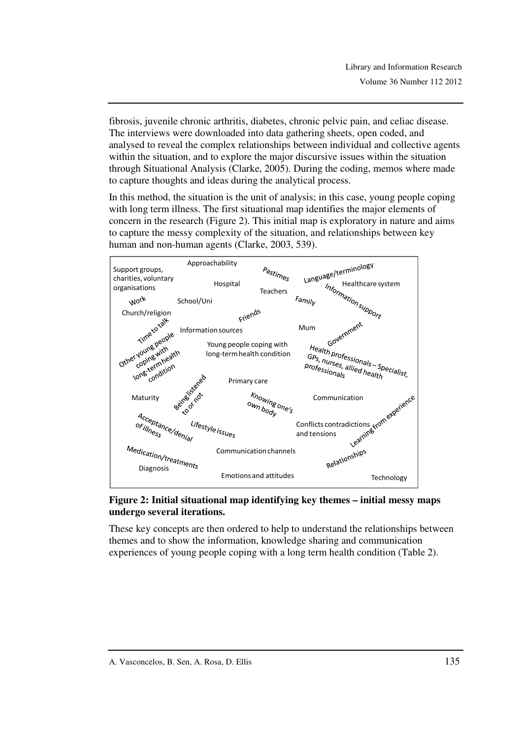fibrosis, juvenile chronic arthritis, diabetes, chronic pelvic pain, and celiac disease. The interviews were downloaded into data gathering sheets, open coded, and analysed to reveal the complex relationships between individual and collective agents within the situation, and to explore the major discursive issues within the situation through Situational Analysis (Clarke, 2005). During the coding, memos where made to capture thoughts and ideas during the analytical process.

In this method, the situation is the unit of analysis; in this case, young people coping with long term illness. The first situational map identifies the major elements of concern in the research (Figure 2). This initial map is exploratory in nature and aims to capture the messy complexity of the situation, and relationships between key human and non-human agents (Clarke, 2003, 539).

Support groups, charities, voluntary organisations
Approachability
Pastimes
Language/terminology
Hospital
Teachers
Healthcare system
Work
School/Uni
Family
Information support
Church/religion
Friends
Time to talk
Information sources
Mum
Government
Other young people coping with long-term health condition
Young people coping with long-term health condition
Health professionals – Specialist, GPs, nurses, allied health professionals
Primary care
Maturity
Being listened to or not
Knowing one's own body
Communication
Acceptance/denial of illness
Lifestyle issues
Conflicts contradictions and tensions
Learning from experience
Medication/treatments
Communication channels
Relationships
Diagnosis
Emotions and attitudes
Technology

**Figure 2: Initial situational map identifying key themes – initial messy maps undergo several iterations.**

These key concepts are then ordered to help to understand the relationships between themes and to show the information, knowledge sharing and communication experiences of young people coping with a long term health condition (Table 2).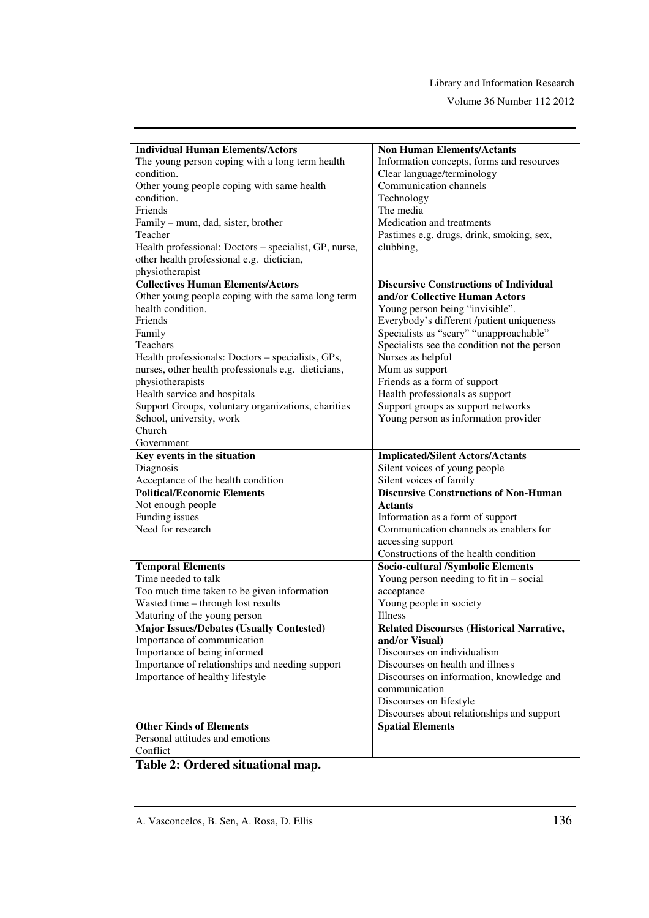| **Individual Human Elements/Actors** | **Non Human Elements/Actants** |
|---|---|
| The young person coping with a long term health condition.<br>Other young people coping with same health condition.<br>Friends<br>Family – mum, dad, sister, brother<br>Teacher<br>Health professional: Doctors – specialist, GP, nurse, other health professional e.g. dietician, physiotherapist | Information concepts, forms and resources<br>Clear language/terminology<br>Communication channels<br>Technology<br>The media<br>Medication and treatments<br>Pastimes e.g. drugs, drink, smoking, sex, clubbing, |
| **Collectives Human Elements/Actors** | **Discursive Constructions of Individual and/or Collective Human Actors** |
| Other young people coping with the same long term health condition.<br>Friends<br>Family<br>Teachers<br>Health professionals: Doctors – specialists, GPs, nurses, other health professionals e.g. dieticians, physiotherapists<br>Health service and hospitals<br>Support Groups, voluntary organizations, charities<br>School, university, work<br>Church<br>Government | Young person being "invisible".<br>Everybody's different /patient uniqueness<br>Specialists as "scary" "unapproachable"<br>Specialists see the condition not the person<br>Nurses as helpful<br>Mum as support<br>Friends as a form of support<br>Health professionals as support<br>Support groups as support networks<br>Young person as information provider |
| **Key events in the situation** | **Implicated/Silent Actors/Actants** |
| Diagnosis<br>Acceptance of the health condition | Silent voices of young people<br>Silent voices of family |
| **Political/Economic Elements** | **Discursive Constructions of Non-Human Actants** |
| Not enough people<br>Funding issues<br>Need for research | Information as a form of support<br>Communication channels as enablers for accessing support<br>Constructions of the health condition |
| **Temporal Elements** | **Socio-cultural /Symbolic Elements** |
| Time needed to talk<br>Too much time taken to be given information<br>Wasted time – through lost results<br>Maturing of the young person | Young person needing to fit in – social acceptance<br>Young people in society<br>Illness |
| **Major Issues/Debates (Usually Contested)** | **Related Discourses (Historical Narrative, and/or Visual)** |
| Importance of communication<br>Importance of being informed<br>Importance of relationships and needing support<br>Importance of healthy lifestyle | Discourses on individualism<br>Discourses on health and illness<br>Discourses on information, knowledge and communication<br>Discourses on lifestyle<br>Discourses about relationships and support |
| **Other Kinds of Elements** | **Spatial Elements** |
| Personal attitudes and emotions<br>Conflict | |

**Table 2: Ordered situational map.**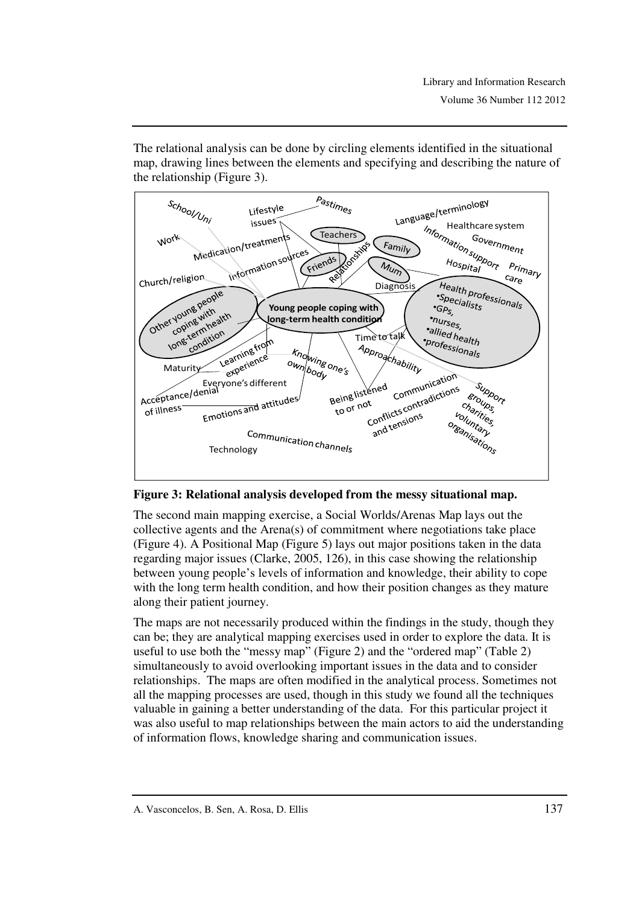The relational analysis can be done by circling elements identified in the situational map, drawing lines between the elements and specifying and describing the nature of the relationship (Figure 3).

**Figure 3: Relational analysis developed from the messy situational map.**

The second main mapping exercise, a Social Worlds/Arenas Map lays out the collective agents and the Arena(s) of commitment where negotiations take place (Figure 4). A Positional Map (Figure 5) lays out major positions taken in the data regarding major issues (Clarke, 2005, 126), in this case showing the relationship between young people's levels of information and knowledge, their ability to cope with the long term health condition, and how their position changes as they mature along their patient journey.

The maps are not necessarily produced within the findings in the study, though they can be; they are analytical mapping exercises used in order to explore the data. It is useful to use both the "messy map" (Figure 2) and the "ordered map" (Table 2) simultaneously to avoid overlooking important issues in the data and to consider relationships. The maps are often modified in the analytical process. Sometimes not all the mapping processes are used, though in this study we found all the techniques valuable in gaining a better understanding of the data. For this particular project it was also useful to map relationships between the main actors to aid the understanding of information flows, knowledge sharing and communication issues.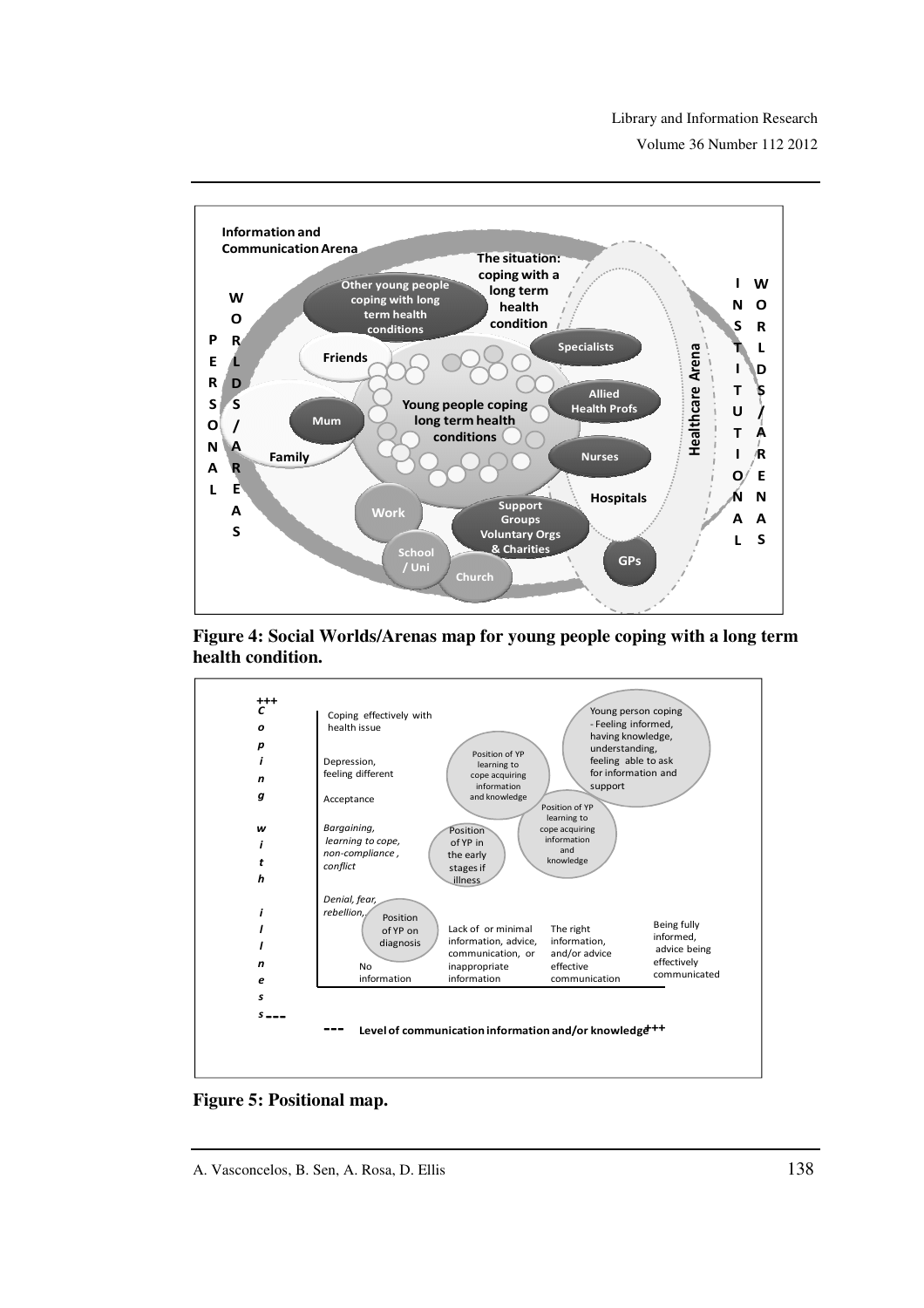**Figure 4: Social Worlds/Arenas map for young people coping with a long term health condition.**

**Figure 5: Positional map.**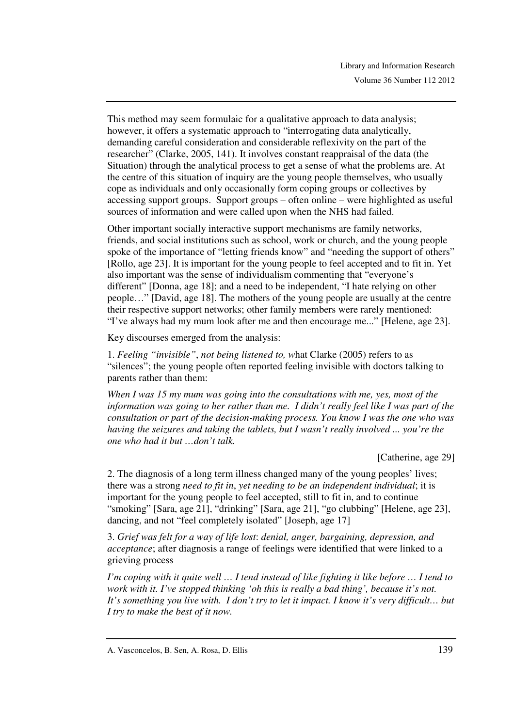This method may seem formulaic for a qualitative approach to data analysis; however, it offers a systematic approach to "interrogating data analytically, demanding careful consideration and considerable reflexivity on the part of the researcher" (Clarke, 2005, 141). It involves constant reappraisal of the data (the Situation) through the analytical process to get a sense of what the problems are. At the centre of this situation of inquiry are the young people themselves, who usually cope as individuals and only occasionally form coping groups or collectives by accessing support groups. Support groups – often online – were highlighted as useful sources of information and were called upon when the NHS had failed.

Other important socially interactive support mechanisms are family networks, friends, and social institutions such as school, work or church, and the young people spoke of the importance of "letting friends know" and "needing the support of others" [Rollo, age 23]. It is important for the young people to feel accepted and to fit in. Yet also important was the sense of individualism commenting that "everyone's different" [Donna, age 18]; and a need to be independent, "I hate relying on other people…" [David, age 18]. The mothers of the young people are usually at the centre their respective support networks; other family members were rarely mentioned: "I've always had my mum look after me and then encourage me..." [Helene, age 23].

Key discourses emerged from the analysis:

1. *Feeling "invisible"*, *not being listened to, w*hat Clarke (2005) refers to as "silences"; the young people often reported feeling invisible with doctors talking to parents rather than them:

*When I was 15 my mum was going into the consultations with me, yes, most of the information was going to her rather than me. I didn't really feel like I was part of the consultation or part of the decision-making process. You know I was the one who was having the seizures and taking the tablets, but I wasn't really involved ... you're the one who had it but …don't talk.*

[Catherine, age 29]

2. The diagnosis of a long term illness changed many of the young peoples' lives; there was a strong *need to fit in*, *yet needing to be an independent individual*; it is important for the young people to feel accepted, still to fit in, and to continue "smoking" [Sara, age 21], "drinking" [Sara, age 21], "go clubbing" [Helene, age 23], dancing, and not "feel completely isolated" [Joseph, age 17]

3. *Grief was felt for a way of life lost*: *denial, anger, bargaining, depression, and acceptance*; after diagnosis a range of feelings were identified that were linked to a grieving process

*I'm coping with it quite well … I tend instead of like fighting it like before … I tend to work with it. I've stopped thinking 'oh this is really a bad thing', because it's not. It's something you live with. I don't try to let it impact. I know it's very difficult… but I try to make the best of it now.*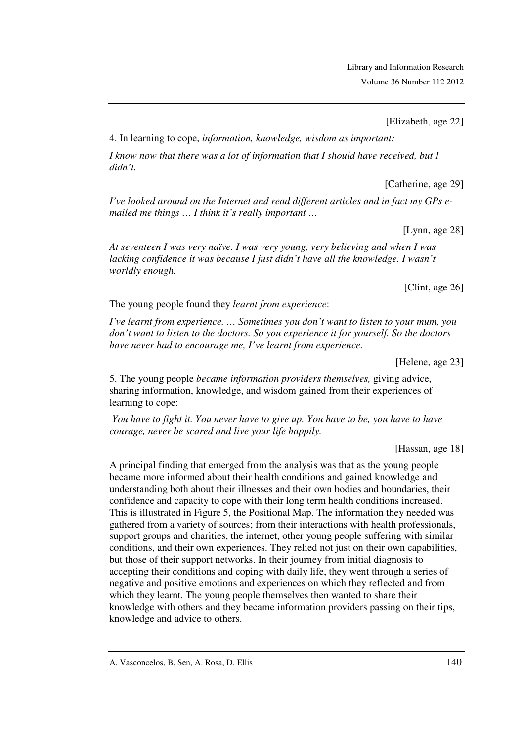[Elizabeth, age 22]

4. In learning to cope, *information, knowledge, wisdom as important:*

*I know now that there was a lot of information that I should have received, but I didn't.*

[Catherine, age 29]

*I've looked around on the Internet and read different articles and in fact my GPs e-mailed me things … I think it's really important …*

[Lynn, age 28]

*At seventeen I was very naïve. I was very young, very believing and when I was lacking confidence it was because I just didn't have all the knowledge. I wasn't worldly enough.*

[Clint, age 26]

The young people found they *learnt from experience*:

*I've learnt from experience. … Sometimes you don't want to listen to your mum, you don't want to listen to the doctors. So you experience it for yourself. So the doctors have never had to encourage me, I've learnt from experience.*

[Helene, age 23]

5. The young people *became information providers themselves,* giving advice, sharing information, knowledge, and wisdom gained from their experiences of learning to cope:

*You have to fight it. You never have to give up. You have to be, you have to have courage, never be scared and live your life happily.*

[Hassan, age 18]

A principal finding that emerged from the analysis was that as the young people became more informed about their health conditions and gained knowledge and understanding both about their illnesses and their own bodies and boundaries, their confidence and capacity to cope with their long term health conditions increased. This is illustrated in Figure 5, the Positional Map. The information they needed was gathered from a variety of sources; from their interactions with health professionals, support groups and charities, the internet, other young people suffering with similar conditions, and their own experiences. They relied not just on their own capabilities, but those of their support networks. In their journey from initial diagnosis to accepting their conditions and coping with daily life, they went through a series of negative and positive emotions and experiences on which they reflected and from which they learnt. The young people themselves then wanted to share their knowledge with others and they became information providers passing on their tips, knowledge and advice to others.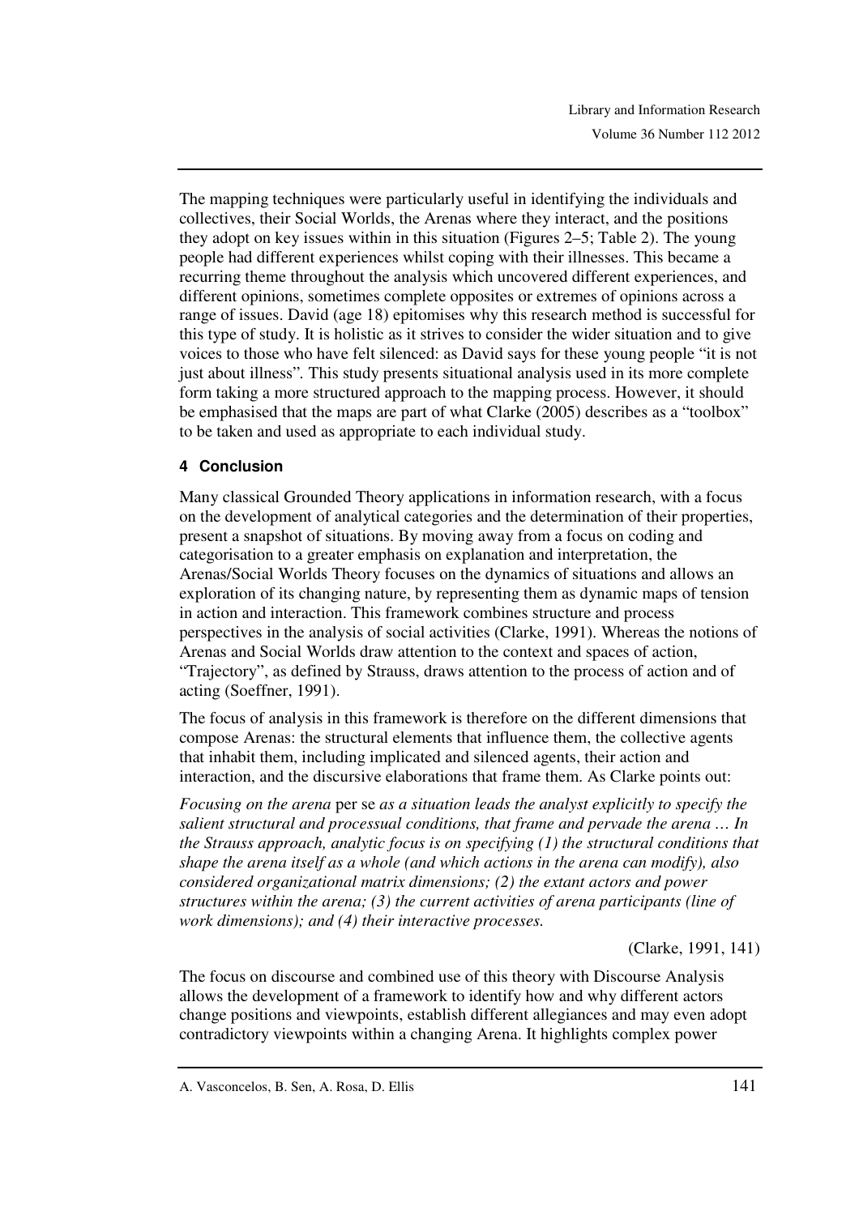The mapping techniques were particularly useful in identifying the individuals and collectives, their Social Worlds, the Arenas where they interact, and the positions they adopt on key issues within in this situation (Figures 2–5; Table 2). The young people had different experiences whilst coping with their illnesses. This became a recurring theme throughout the analysis which uncovered different experiences, and different opinions, sometimes complete opposites or extremes of opinions across a range of issues. David (age 18) epitomises why this research method is successful for this type of study. It is holistic as it strives to consider the wider situation and to give voices to those who have felt silenced: as David says for these young people "it is not just about illness". This study presents situational analysis used in its more complete form taking a more structured approach to the mapping process. However, it should be emphasised that the maps are part of what Clarke (2005) describes as a "toolbox" to be taken and used as appropriate to each individual study.

## 4 Conclusion

Many classical Grounded Theory applications in information research, with a focus on the development of analytical categories and the determination of their properties, present a snapshot of situations. By moving away from a focus on coding and categorisation to a greater emphasis on explanation and interpretation, the Arenas/Social Worlds Theory focuses on the dynamics of situations and allows an exploration of its changing nature, by representing them as dynamic maps of tension in action and interaction. This framework combines structure and process perspectives in the analysis of social activities (Clarke, 1991). Whereas the notions of Arenas and Social Worlds draw attention to the context and spaces of action, "Trajectory", as defined by Strauss, draws attention to the process of action and of acting (Soeffner, 1991).

The focus of analysis in this framework is therefore on the different dimensions that compose Arenas: the structural elements that influence them, the collective agents that inhabit them, including implicated and silenced agents, their action and interaction, and the discursive elaborations that frame them. As Clarke points out:

*Focusing on the arena* per se *as a situation leads the analyst explicitly to specify the salient structural and processual conditions, that frame and pervade the arena … In the Strauss approach, analytic focus is on specifying (1) the structural conditions that shape the arena itself as a whole (and which actions in the arena can modify), also considered organizational matrix dimensions; (2) the extant actors and power structures within the arena; (3) the current activities of arena participants (line of work dimensions); and (4) their interactive processes.*

(Clarke, 1991, 141)

The focus on discourse and combined use of this theory with Discourse Analysis allows the development of a framework to identify how and why different actors change positions and viewpoints, establish different allegiances and may even adopt contradictory viewpoints within a changing Arena. It highlights complex power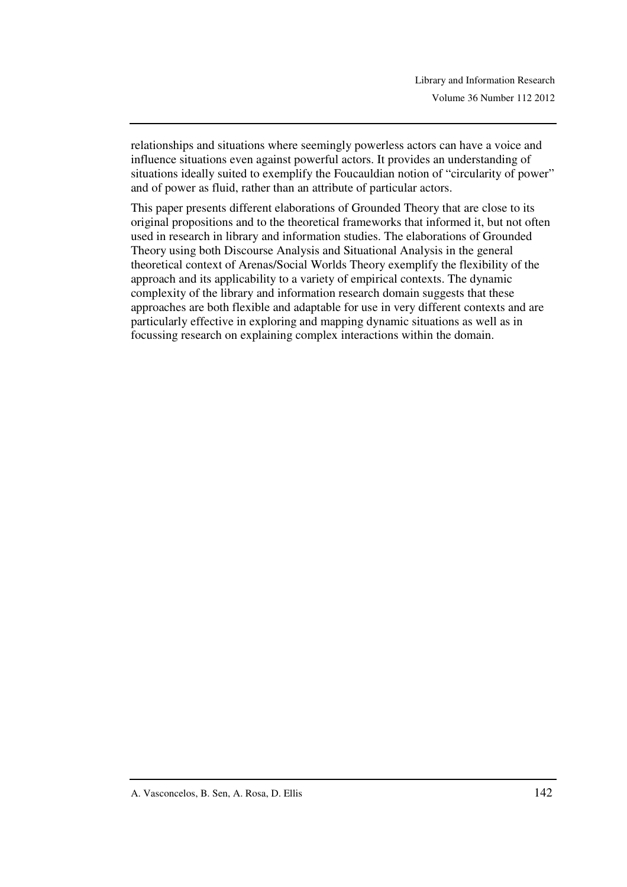relationships and situations where seemingly powerless actors can have a voice and influence situations even against powerful actors. It provides an understanding of situations ideally suited to exemplify the Foucauldian notion of "circularity of power" and of power as fluid, rather than an attribute of particular actors.

This paper presents different elaborations of Grounded Theory that are close to its original propositions and to the theoretical frameworks that informed it, but not often used in research in library and information studies. The elaborations of Grounded Theory using both Discourse Analysis and Situational Analysis in the general theoretical context of Arenas/Social Worlds Theory exemplify the flexibility of the approach and its applicability to a variety of empirical contexts. The dynamic complexity of the library and information research domain suggests that these approaches are both flexible and adaptable for use in very different contexts and are particularly effective in exploring and mapping dynamic situations as well as in focussing research on explaining complex interactions within the domain.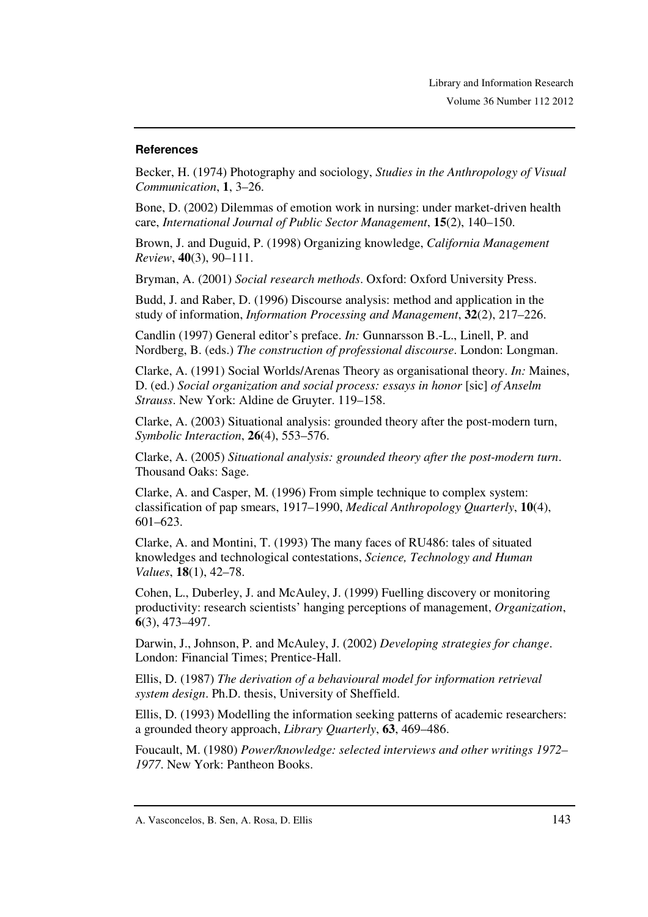### References

Becker, H. (1974) Photography and sociology, *Studies in the Anthropology of Visual Communication*, **1**, 3–26.

Bone, D. (2002) Dilemmas of emotion work in nursing: under market-driven health care, *International Journal of Public Sector Management*, **15**(2), 140–150.

Brown, J. and Duguid, P. (1998) Organizing knowledge, *California Management Review*, **40**(3), 90–111.

Bryman, A. (2001) *Social research methods*. Oxford: Oxford University Press.

Budd, J. and Raber, D. (1996) Discourse analysis: method and application in the study of information, *Information Processing and Management*, **32**(2), 217–226.

Candlin (1997) General editor's preface. *In:* Gunnarsson B.-L., Linell, P. and Nordberg, B. (eds.) *The construction of professional discourse*. London: Longman.

Clarke, A. (1991) Social Worlds/Arenas Theory as organisational theory. *In:* Maines, D. (ed.) *Social organization and social process: essays in honor* [sic] *of Anselm Strauss*. New York: Aldine de Gruyter. 119–158.

Clarke, A. (2003) Situational analysis: grounded theory after the post-modern turn, *Symbolic Interaction*, **26**(4), 553–576.

Clarke, A. (2005) *Situational analysis: grounded theory after the post-modern turn*. Thousand Oaks: Sage.

Clarke, A. and Casper, M. (1996) From simple technique to complex system: classification of pap smears, 1917–1990, *Medical Anthropology Quarterly*, **10**(4), 601–623.

Clarke, A. and Montini, T. (1993) The many faces of RU486: tales of situated knowledges and technological contestations, *Science, Technology and Human Values*, **18**(1), 42–78.

Cohen, L., Duberley, J. and McAuley, J. (1999) Fuelling discovery or monitoring productivity: research scientists' hanging perceptions of management, *Organization*, **6**(3), 473–497.

Darwin, J., Johnson, P. and McAuley, J. (2002) *Developing strategies for change*. London: Financial Times; Prentice-Hall.

Ellis, D. (1987) *The derivation of a behavioural model for information retrieval system design*. Ph.D. thesis, University of Sheffield.

Ellis, D. (1993) Modelling the information seeking patterns of academic researchers: a grounded theory approach, *Library Quarterly*, **63**, 469–486.

Foucault, M. (1980) *Power/knowledge: selected interviews and other writings 1972–1977*. New York: Pantheon Books.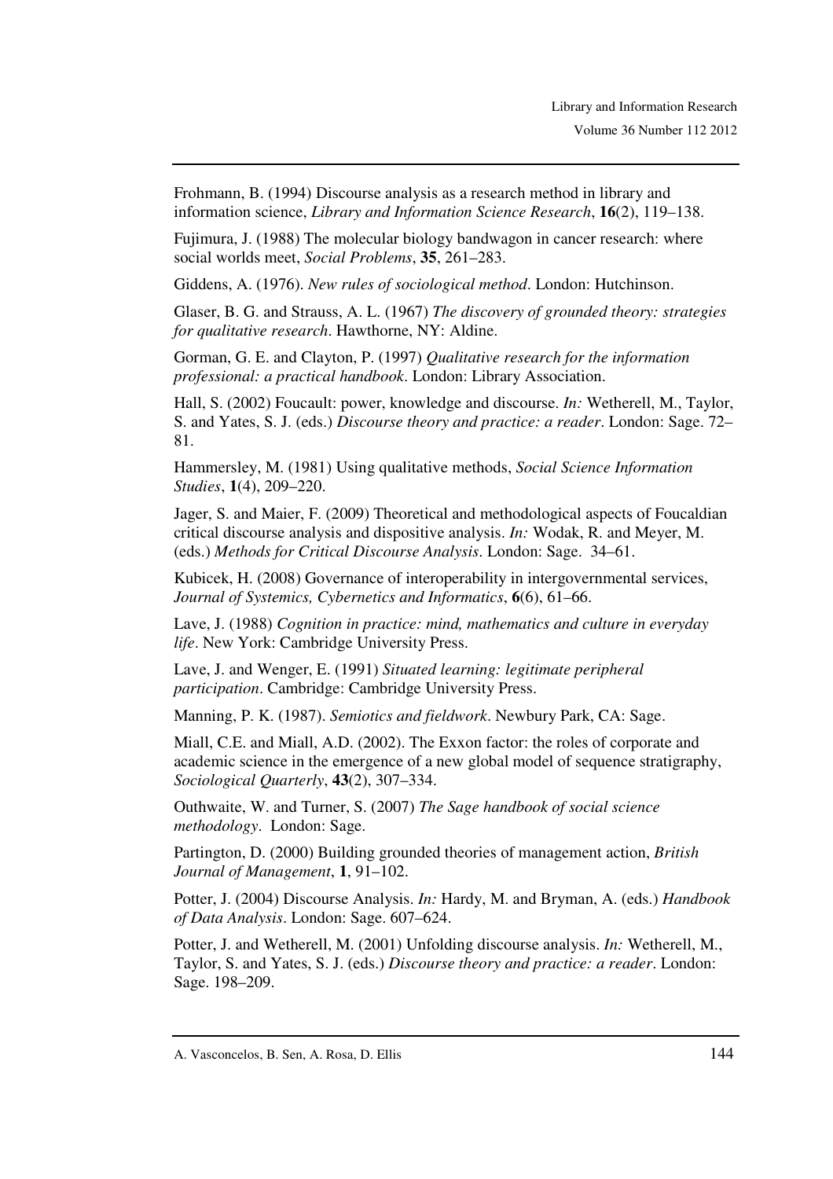Frohmann, B. (1994) Discourse analysis as a research method in library and information science, *Library and Information Science Research*, **16**(2), 119–138.

Fujimura, J. (1988) The molecular biology bandwagon in cancer research: where social worlds meet, *Social Problems*, **35**, 261–283.

Giddens, A. (1976). *New rules of sociological method*. London: Hutchinson.

Glaser, B. G. and Strauss, A. L. (1967) *The discovery of grounded theory: strategies for qualitative research*. Hawthorne, NY: Aldine.

Gorman, G. E. and Clayton, P. (1997) *Qualitative research for the information professional: a practical handbook*. London: Library Association.

Hall, S. (2002) Foucault: power, knowledge and discourse. *In:* Wetherell, M., Taylor, S. and Yates, S. J. (eds.) *Discourse theory and practice: a reader*. London: Sage. 72–81.

Hammersley, M. (1981) Using qualitative methods, *Social Science Information Studies*, **1**(4), 209–220.

Jager, S. and Maier, F. (2009) Theoretical and methodological aspects of Foucaldian critical discourse analysis and dispositive analysis. *In:* Wodak, R. and Meyer, M. (eds.) *Methods for Critical Discourse Analysis*. London: Sage. 34–61.

Kubicek, H. (2008) Governance of interoperability in intergovernmental services, *Journal of Systemics, Cybernetics and Informatics*, **6**(6), 61–66.

Lave, J. (1988) *Cognition in practice: mind, mathematics and culture in everyday life*. New York: Cambridge University Press.

Lave, J. and Wenger, E. (1991) *Situated learning: legitimate peripheral participation*. Cambridge: Cambridge University Press.

Manning, P. K. (1987). *Semiotics and fieldwork*. Newbury Park, CA: Sage.

Miall, C.E. and Miall, A.D. (2002). The Exxon factor: the roles of corporate and academic science in the emergence of a new global model of sequence stratigraphy, *Sociological Quarterly*, **43**(2), 307–334.

Outhwaite, W. and Turner, S. (2007) *The Sage handbook of social science methodology*. London: Sage.

Partington, D. (2000) Building grounded theories of management action, *British Journal of Management*, **1**, 91–102.

Potter, J. (2004) Discourse Analysis. *In:* Hardy, M. and Bryman, A. (eds.) *Handbook of Data Analysis*. London: Sage. 607–624.

Potter, J. and Wetherell, M. (2001) Unfolding discourse analysis. *In:* Wetherell, M., Taylor, S. and Yates, S. J. (eds.) *Discourse theory and practice: a reader*. London: Sage. 198–209.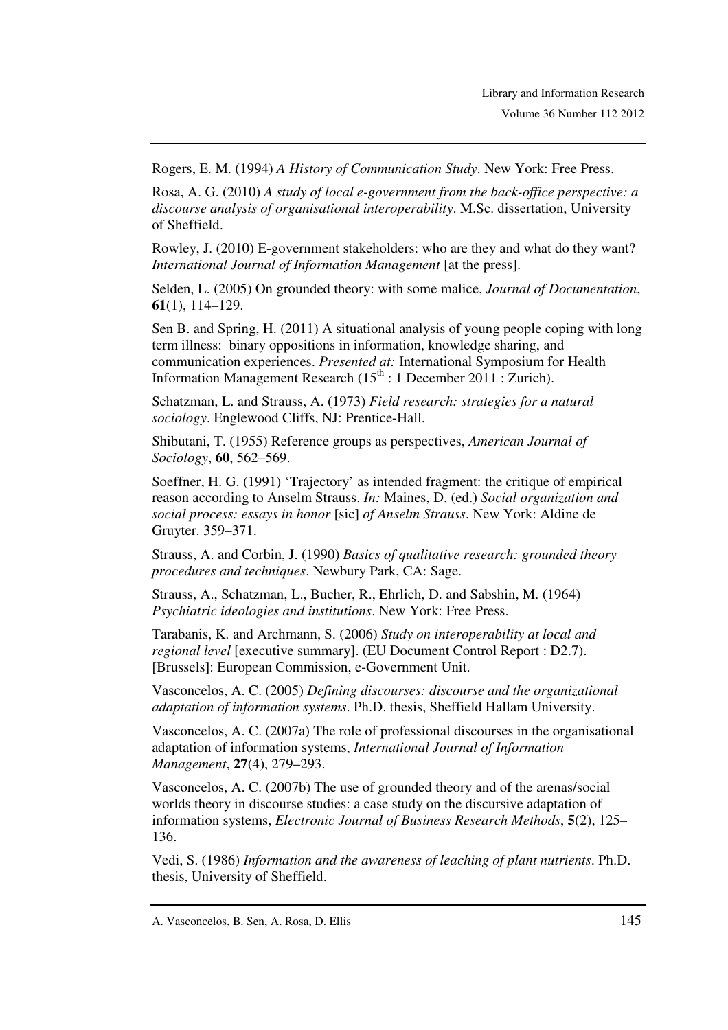Rogers, E. M. (1994) *A History of Communication Study*. New York: Free Press.

Rosa, A. G. (2010) *A study of local e-government from the back-office perspective: a discourse analysis of organisational interoperability*. M.Sc. dissertation, University of Sheffield.

Rowley, J. (2010) E-government stakeholders: who are they and what do they want? *International Journal of Information Management* [at the press].

Selden, L. (2005) On grounded theory: with some malice, *Journal of Documentation*, **61**(1), 114–129.

Sen B. and Spring, H. (2011) A situational analysis of young people coping with long term illness: binary oppositions in information, knowledge sharing, and communication experiences. *Presented at:* International Symposium for Health Information Management Research (15th : 1 December 2011 : Zurich).

Schatzman, L. and Strauss, A. (1973) *Field research: strategies for a natural sociology*. Englewood Cliffs, NJ: Prentice-Hall.

Shibutani, T. (1955) Reference groups as perspectives, *American Journal of Sociology*, **60**, 562–569.

Soeffner, H. G. (1991) 'Trajectory' as intended fragment: the critique of empirical reason according to Anselm Strauss. *In:* Maines, D. (ed.) *Social organization and social process: essays in honor* [sic] *of Anselm Strauss*. New York: Aldine de Gruyter. 359–371.

Strauss, A. and Corbin, J. (1990) *Basics of qualitative research: grounded theory procedures and techniques*. Newbury Park, CA: Sage.

Strauss, A., Schatzman, L., Bucher, R., Ehrlich, D. and Sabshin, M. (1964) *Psychiatric ideologies and institutions*. New York: Free Press.

Tarabanis, K. and Archmann, S. (2006) *Study on interoperability at local and regional level* [executive summary]. (EU Document Control Report : D2.7). [Brussels]: European Commission, e-Government Unit.

Vasconcelos, A. C. (2005) *Defining discourses: discourse and the organizational adaptation of information systems*. Ph.D. thesis, Sheffield Hallam University.

Vasconcelos, A. C. (2007a) The role of professional discourses in the organisational adaptation of information systems, *International Journal of Information Management*, **27**(4), 279–293.

Vasconcelos, A. C. (2007b) The use of grounded theory and of the arenas/social worlds theory in discourse studies: a case study on the discursive adaptation of information systems, *Electronic Journal of Business Research Methods*, **5**(2), 125–136.

Vedi, S. (1986) *Information and the awareness of leaching of plant nutrients*. Ph.D. thesis, University of Sheffield.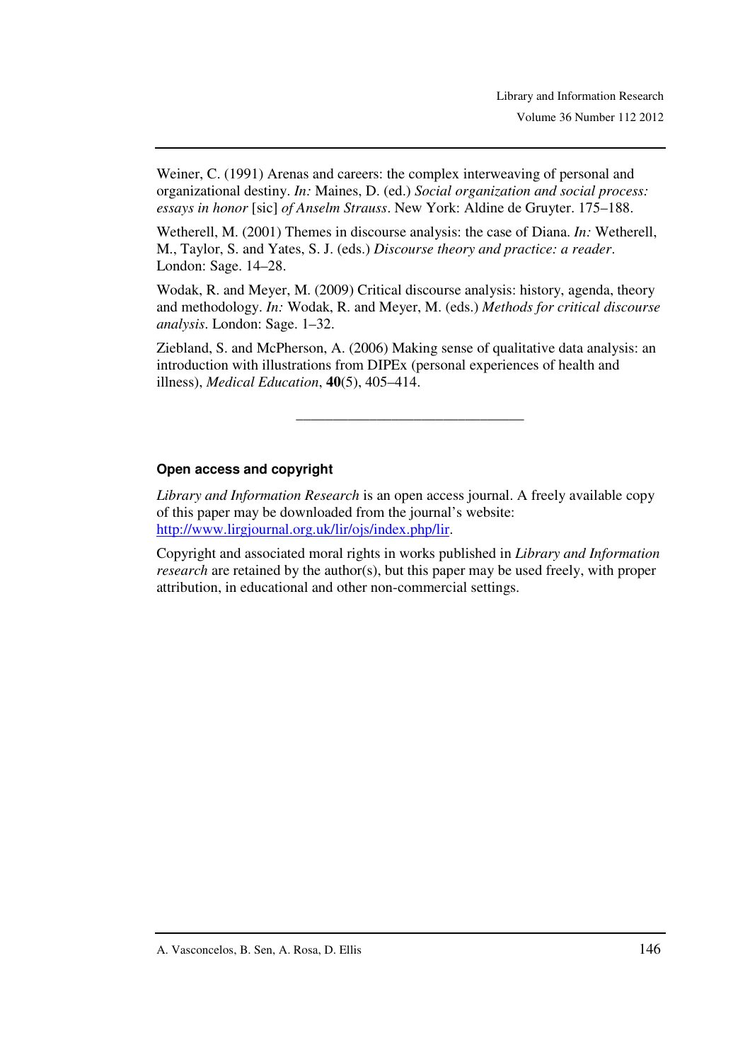Weiner, C. (1991) Arenas and careers: the complex interweaving of personal and organizational destiny. *In:* Maines, D. (ed.) *Social organization and social process: essays in honor* [sic] *of Anselm Strauss*. New York: Aldine de Gruyter. 175–188.

Wetherell, M. (2001) Themes in discourse analysis: the case of Diana. *In:* Wetherell, M., Taylor, S. and Yates, S. J. (eds.) *Discourse theory and practice: a reader*. London: Sage. 14–28.

Wodak, R. and Meyer, M. (2009) Critical discourse analysis: history, agenda, theory and methodology. *In:* Wodak, R. and Meyer, M. (eds.) *Methods for critical discourse analysis*. London: Sage. 1–32.

Ziebland, S. and McPherson, A. (2006) Making sense of qualitative data analysis: an introduction with illustrations from DIPEx (personal experiences of health and illness), *Medical Education*, **40**(5), 405–414.

---

### Open access and copyright

*Library and Information Research* is an open access journal. A freely available copy of this paper may be downloaded from the journal's website: http://www.lirgjournal.org.uk/lir/ojs/index.php/lir.

Copyright and associated moral rights in works published in *Library and Information research* are retained by the author(s), but this paper may be used freely, with proper attribution, in educational and other non-commercial settings.